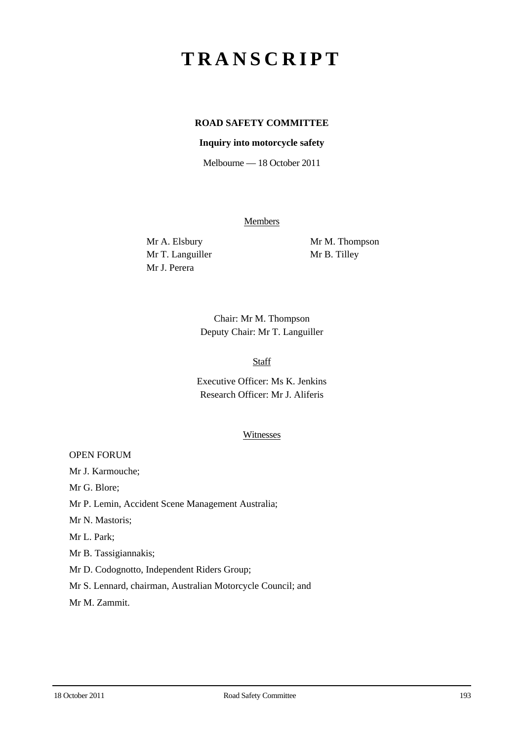# TRANSCRIPT

**ROAD SAFETY COMMITTEE**

**Inquiry into motorcycle safety**

Melbourne — 18 October 2011

Members

Mr A. Elsbury
Mr T. Languiller
Mr J. Perera
Mr M. Thompson
Mr B. Tilley

Chair: Mr M. Thompson
Deputy Chair: Mr T. Languiller

Staff

Executive Officer: Ms K. Jenkins
Research Officer: Mr J. Aliferis

Witnesses

OPEN FORUM

Mr J. Karmouche;

Mr G. Blore;

Mr P. Lemin, Accident Scene Management Australia;

Mr N. Mastoris;

Mr L. Park;

Mr B. Tassigiannakis;

Mr D. Codognotto, Independent Riders Group;

Mr S. Lennard, chairman, Australian Motorcycle Council; and

Mr M. Zammit.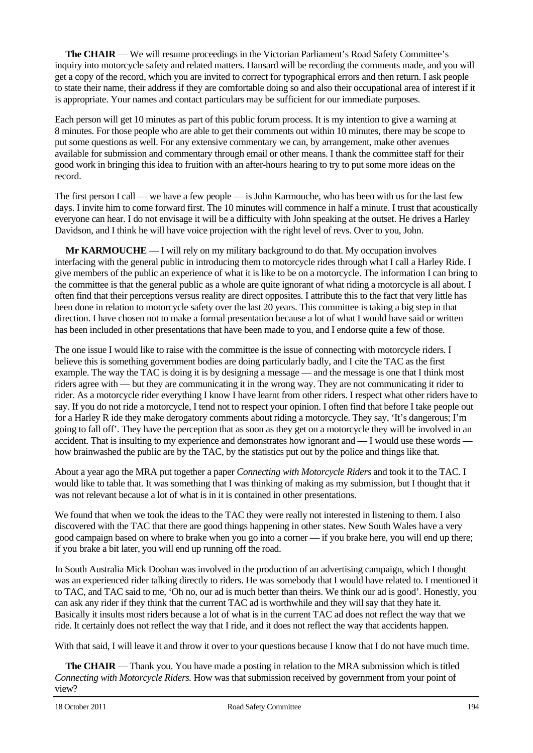**The CHAIR** — We will resume proceedings in the Victorian Parliament's Road Safety Committee's inquiry into motorcycle safety and related matters. Hansard will be recording the comments made, and you will get a copy of the record, which you are invited to correct for typographical errors and then return. I ask people to state their name, their address if they are comfortable doing so and also their occupational area of interest if it is appropriate. Your names and contact particulars may be sufficient for our immediate purposes.

Each person will get 10 minutes as part of this public forum process. It is my intention to give a warning at 8 minutes. For those people who are able to get their comments out within 10 minutes, there may be scope to put some questions as well. For any extensive commentary we can, by arrangement, make other avenues available for submission and commentary through email or other means. I thank the committee staff for their good work in bringing this idea to fruition with an after-hours hearing to try to put some more ideas on the record.

The first person I call — we have a few people — is John Karmouche, who has been with us for the last few days. I invite him to come forward first. The 10 minutes will commence in half a minute. I trust that acoustically everyone can hear. I do not envisage it will be a difficulty with John speaking at the outset. He drives a Harley Davidson, and I think he will have voice projection with the right level of revs. Over to you, John.

**Mr KARMOUCHE** — I will rely on my military background to do that. My occupation involves interfacing with the general public in introducing them to motorcycle rides through what I call a Harley Ride. I give members of the public an experience of what it is like to be on a motorcycle. The information I can bring to the committee is that the general public as a whole are quite ignorant of what riding a motorcycle is all about. I often find that their perceptions versus reality are direct opposites. I attribute this to the fact that very little has been done in relation to motorcycle safety over the last 20 years. This committee is taking a big step in that direction. I have chosen not to make a formal presentation because a lot of what I would have said or written has been included in other presentations that have been made to you, and I endorse quite a few of those.

The one issue I would like to raise with the committee is the issue of connecting with motorcycle riders. I believe this is something government bodies are doing particularly badly, and I cite the TAC as the first example. The way the TAC is doing it is by designing a message — and the message is one that I think most riders agree with — but they are communicating it in the wrong way. They are not communicating it rider to rider. As a motorcycle rider everything I know I have learnt from other riders. I respect what other riders have to say. If you do not ride a motorcycle, I tend not to respect your opinion. I often find that before I take people out for a Harley R ide they make derogatory comments about riding a motorcycle. They say, 'It's dangerous; I'm going to fall off'. They have the perception that as soon as they get on a motorcycle they will be involved in an accident. That is insulting to my experience and demonstrates how ignorant and — I would use these words — how brainwashed the public are by the TAC, by the statistics put out by the police and things like that.

About a year ago the MRA put together a paper *Connecting with Motorcycle Riders* and took it to the TAC. I would like to table that. It was something that I was thinking of making as my submission, but I thought that it was not relevant because a lot of what is in it is contained in other presentations.

We found that when we took the ideas to the TAC they were really not interested in listening to them. I also discovered with the TAC that there are good things happening in other states. New South Wales have a very good campaign based on where to brake when you go into a corner — if you brake here, you will end up there; if you brake a bit later, you will end up running off the road.

In South Australia Mick Doohan was involved in the production of an advertising campaign, which I thought was an experienced rider talking directly to riders. He was somebody that I would have related to. I mentioned it to TAC, and TAC said to me, 'Oh no, our ad is much better than theirs. We think our ad is good'. Honestly, you can ask any rider if they think that the current TAC ad is worthwhile and they will say that they hate it. Basically it insults most riders because a lot of what is in the current TAC ad does not reflect the way that we ride. It certainly does not reflect the way that I ride, and it does not reflect the way that accidents happen.

With that said, I will leave it and throw it over to your questions because I know that I do not have much time.

**The CHAIR** — Thank you. You have made a posting in relation to the MRA submission which is titled *Connecting with Motorcycle Riders.* How was that submission received by government from your point of view?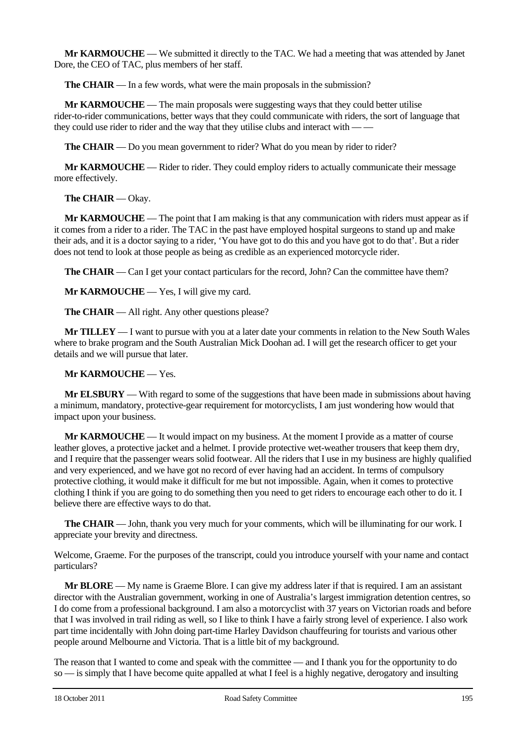**Mr KARMOUCHE** — We submitted it directly to the TAC. We had a meeting that was attended by Janet Dore, the CEO of TAC, plus members of her staff.

**The CHAIR** — In a few words, what were the main proposals in the submission?

**Mr KARMOUCHE** — The main proposals were suggesting ways that they could better utilise rider-to-rider communications, better ways that they could communicate with riders, the sort of language that they could use rider to rider and the way that they utilise clubs and interact with — —

**The CHAIR** — Do you mean government to rider? What do you mean by rider to rider?

**Mr KARMOUCHE** — Rider to rider. They could employ riders to actually communicate their message more effectively.

**The CHAIR** — Okay.

**Mr KARMOUCHE** — The point that I am making is that any communication with riders must appear as if it comes from a rider to a rider. The TAC in the past have employed hospital surgeons to stand up and make their ads, and it is a doctor saying to a rider, 'You have got to do this and you have got to do that'. But a rider does not tend to look at those people as being as credible as an experienced motorcycle rider.

**The CHAIR** — Can I get your contact particulars for the record, John? Can the committee have them?

**Mr KARMOUCHE** — Yes, I will give my card.

**The CHAIR** — All right. Any other questions please?

**Mr TILLEY** — I want to pursue with you at a later date your comments in relation to the New South Wales where to brake program and the South Australian Mick Doohan ad. I will get the research officer to get your details and we will pursue that later.

**Mr KARMOUCHE** — Yes.

**Mr ELSBURY** — With regard to some of the suggestions that have been made in submissions about having a minimum, mandatory, protective-gear requirement for motorcyclists, I am just wondering how would that impact upon your business.

**Mr KARMOUCHE** — It would impact on my business. At the moment I provide as a matter of course leather gloves, a protective jacket and a helmet. I provide protective wet-weather trousers that keep them dry, and I require that the passenger wears solid footwear. All the riders that I use in my business are highly qualified and very experienced, and we have got no record of ever having had an accident. In terms of compulsory protective clothing, it would make it difficult for me but not impossible. Again, when it comes to protective clothing I think if you are going to do something then you need to get riders to encourage each other to do it. I believe there are effective ways to do that.

**The CHAIR** — John, thank you very much for your comments, which will be illuminating for our work. I appreciate your brevity and directness.

Welcome, Graeme. For the purposes of the transcript, could you introduce yourself with your name and contact particulars?

**Mr BLORE** — My name is Graeme Blore. I can give my address later if that is required. I am an assistant director with the Australian government, working in one of Australia's largest immigration detention centres, so I do come from a professional background. I am also a motorcyclist with 37 years on Victorian roads and before that I was involved in trail riding as well, so I like to think I have a fairly strong level of experience. I also work part time incidentally with John doing part-time Harley Davidson chauffeuring for tourists and various other people around Melbourne and Victoria. That is a little bit of my background.

The reason that I wanted to come and speak with the committee — and I thank you for the opportunity to do so — is simply that I have become quite appalled at what I feel is a highly negative, derogatory and insulting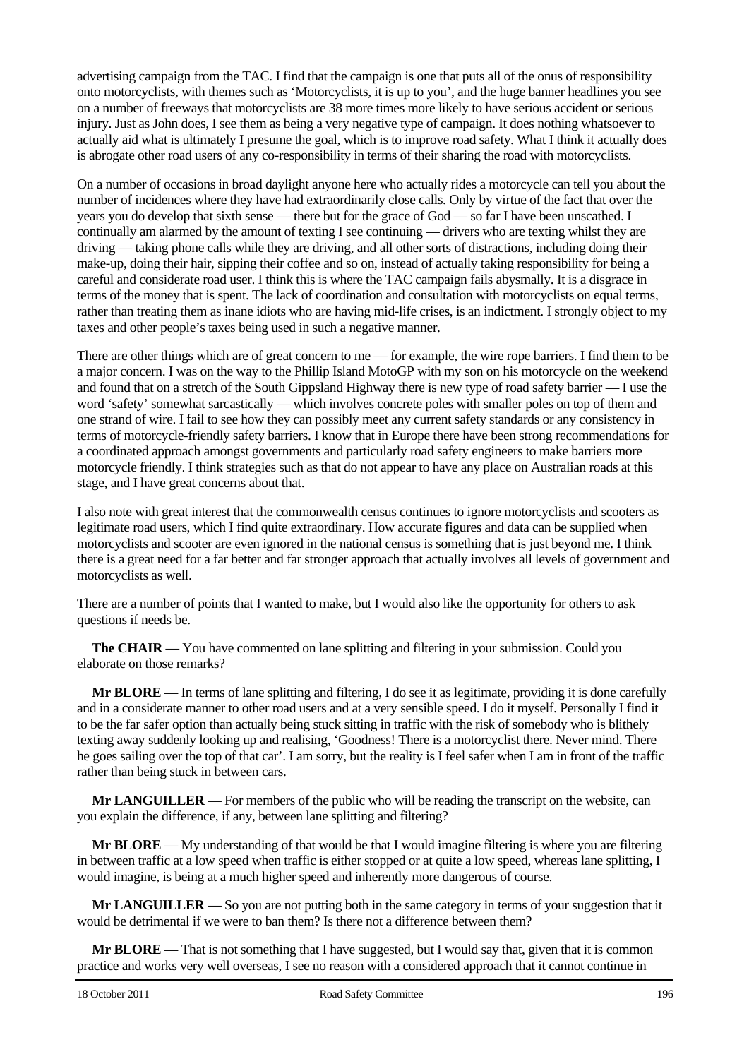advertising campaign from the TAC. I find that the campaign is one that puts all of the onus of responsibility onto motorcyclists, with themes such as 'Motorcyclists, it is up to you', and the huge banner headlines you see on a number of freeways that motorcyclists are 38 more times more likely to have serious accident or serious injury. Just as John does, I see them as being a very negative type of campaign. It does nothing whatsoever to actually aid what is ultimately I presume the goal, which is to improve road safety. What I think it actually does is abrogate other road users of any co-responsibility in terms of their sharing the road with motorcyclists.

On a number of occasions in broad daylight anyone here who actually rides a motorcycle can tell you about the number of incidences where they have had extraordinarily close calls. Only by virtue of the fact that over the years you do develop that sixth sense — there but for the grace of God — so far I have been unscathed. I continually am alarmed by the amount of texting I see continuing — drivers who are texting whilst they are driving — taking phone calls while they are driving, and all other sorts of distractions, including doing their make-up, doing their hair, sipping their coffee and so on, instead of actually taking responsibility for being a careful and considerate road user. I think this is where the TAC campaign fails abysmally. It is a disgrace in terms of the money that is spent. The lack of coordination and consultation with motorcyclists on equal terms, rather than treating them as inane idiots who are having mid-life crises, is an indictment. I strongly object to my taxes and other people's taxes being used in such a negative manner.

There are other things which are of great concern to me — for example, the wire rope barriers. I find them to be a major concern. I was on the way to the Phillip Island MotoGP with my son on his motorcycle on the weekend and found that on a stretch of the South Gippsland Highway there is new type of road safety barrier — I use the word 'safety' somewhat sarcastically — which involves concrete poles with smaller poles on top of them and one strand of wire. I fail to see how they can possibly meet any current safety standards or any consistency in terms of motorcycle-friendly safety barriers. I know that in Europe there have been strong recommendations for a coordinated approach amongst governments and particularly road safety engineers to make barriers more motorcycle friendly. I think strategies such as that do not appear to have any place on Australian roads at this stage, and I have great concerns about that.

I also note with great interest that the commonwealth census continues to ignore motorcyclists and scooters as legitimate road users, which I find quite extraordinary. How accurate figures and data can be supplied when motorcyclists and scooter are even ignored in the national census is something that is just beyond me. I think there is a great need for a far better and far stronger approach that actually involves all levels of government and motorcyclists as well.

There are a number of points that I wanted to make, but I would also like the opportunity for others to ask questions if needs be.

**The CHAIR** — You have commented on lane splitting and filtering in your submission. Could you elaborate on those remarks?

**Mr BLORE** — In terms of lane splitting and filtering, I do see it as legitimate, providing it is done carefully and in a considerate manner to other road users and at a very sensible speed. I do it myself. Personally I find it to be the far safer option than actually being stuck sitting in traffic with the risk of somebody who is blithely texting away suddenly looking up and realising, 'Goodness! There is a motorcyclist there. Never mind. There he goes sailing over the top of that car'. I am sorry, but the reality is I feel safer when I am in front of the traffic rather than being stuck in between cars.

**Mr LANGUILLER** — For members of the public who will be reading the transcript on the website, can you explain the difference, if any, between lane splitting and filtering?

**Mr BLORE** — My understanding of that would be that I would imagine filtering is where you are filtering in between traffic at a low speed when traffic is either stopped or at quite a low speed, whereas lane splitting, I would imagine, is being at a much higher speed and inherently more dangerous of course.

**Mr LANGUILLER** — So you are not putting both in the same category in terms of your suggestion that it would be detrimental if we were to ban them? Is there not a difference between them?

**Mr BLORE** — That is not something that I have suggested, but I would say that, given that it is common practice and works very well overseas, I see no reason with a considered approach that it cannot continue in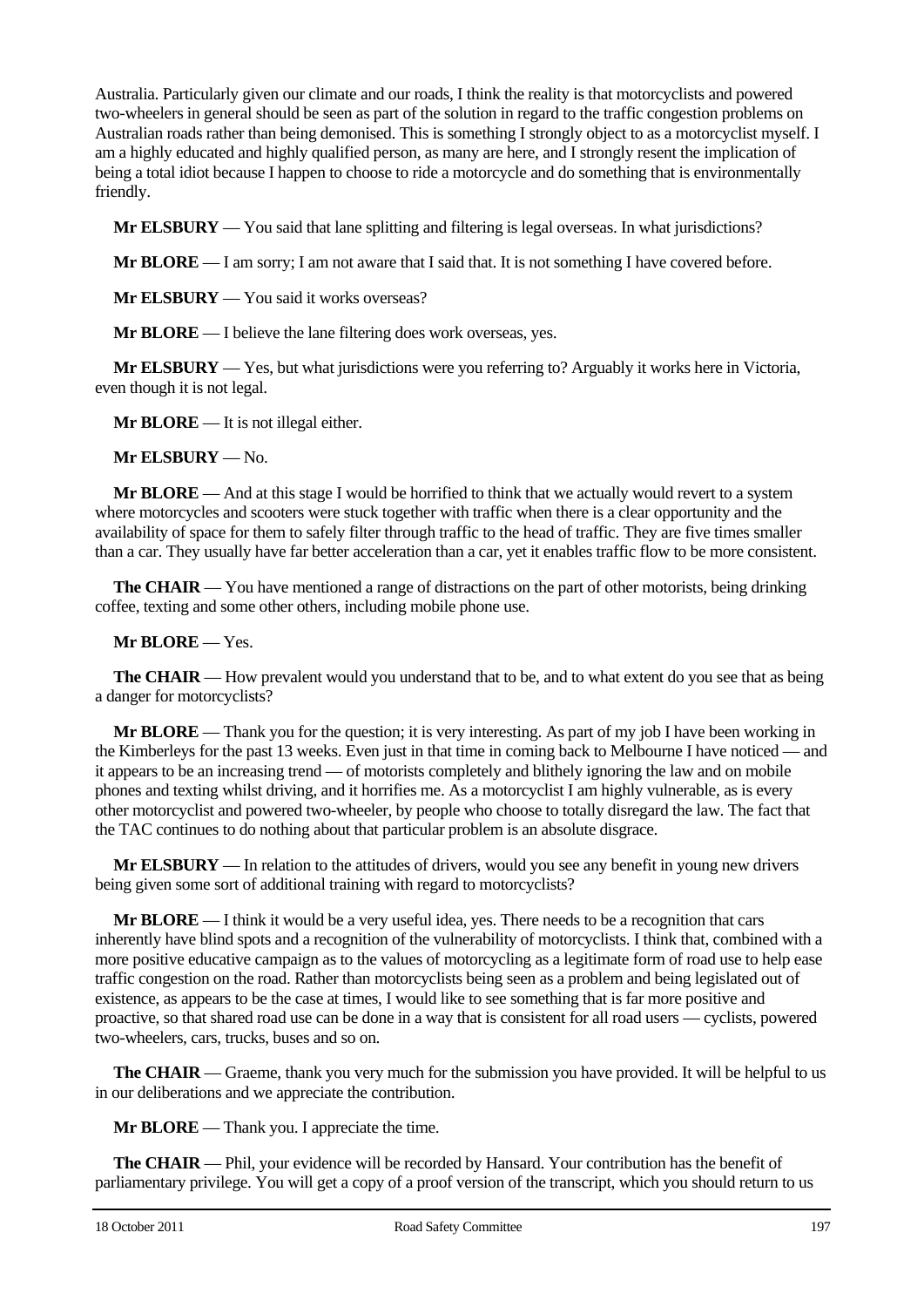Australia. Particularly given our climate and our roads, I think the reality is that motorcyclists and powered two-wheelers in general should be seen as part of the solution in regard to the traffic congestion problems on Australian roads rather than being demonised. This is something I strongly object to as a motorcyclist myself. I am a highly educated and highly qualified person, as many are here, and I strongly resent the implication of being a total idiot because I happen to choose to ride a motorcycle and do something that is environmentally friendly.

**Mr ELSBURY** — You said that lane splitting and filtering is legal overseas. In what jurisdictions?

**Mr BLORE** — I am sorry; I am not aware that I said that. It is not something I have covered before.

**Mr ELSBURY** — You said it works overseas?

**Mr BLORE** — I believe the lane filtering does work overseas, yes.

**Mr ELSBURY** — Yes, but what jurisdictions were you referring to? Arguably it works here in Victoria, even though it is not legal.

**Mr BLORE** — It is not illegal either.

**Mr ELSBURY** — No.

**Mr BLORE** — And at this stage I would be horrified to think that we actually would revert to a system where motorcycles and scooters were stuck together with traffic when there is a clear opportunity and the availability of space for them to safely filter through traffic to the head of traffic. They are five times smaller than a car. They usually have far better acceleration than a car, yet it enables traffic flow to be more consistent.

**The CHAIR** — You have mentioned a range of distractions on the part of other motorists, being drinking coffee, texting and some other others, including mobile phone use.

**Mr BLORE** — Yes.

**The CHAIR** — How prevalent would you understand that to be, and to what extent do you see that as being a danger for motorcyclists?

**Mr BLORE** — Thank you for the question; it is very interesting. As part of my job I have been working in the Kimberleys for the past 13 weeks. Even just in that time in coming back to Melbourne I have noticed — and it appears to be an increasing trend — of motorists completely and blithely ignoring the law and on mobile phones and texting whilst driving, and it horrifies me. As a motorcyclist I am highly vulnerable, as is every other motorcyclist and powered two-wheeler, by people who choose to totally disregard the law. The fact that the TAC continues to do nothing about that particular problem is an absolute disgrace.

**Mr ELSBURY** — In relation to the attitudes of drivers, would you see any benefit in young new drivers being given some sort of additional training with regard to motorcyclists?

**Mr BLORE** — I think it would be a very useful idea, yes. There needs to be a recognition that cars inherently have blind spots and a recognition of the vulnerability of motorcyclists. I think that, combined with a more positive educative campaign as to the values of motorcycling as a legitimate form of road use to help ease traffic congestion on the road. Rather than motorcyclists being seen as a problem and being legislated out of existence, as appears to be the case at times, I would like to see something that is far more positive and proactive, so that shared road use can be done in a way that is consistent for all road users — cyclists, powered two-wheelers, cars, trucks, buses and so on.

**The CHAIR** — Graeme, thank you very much for the submission you have provided. It will be helpful to us in our deliberations and we appreciate the contribution.

**Mr BLORE** — Thank you. I appreciate the time.

**The CHAIR** — Phil, your evidence will be recorded by Hansard. Your contribution has the benefit of parliamentary privilege. You will get a copy of a proof version of the transcript, which you should return to us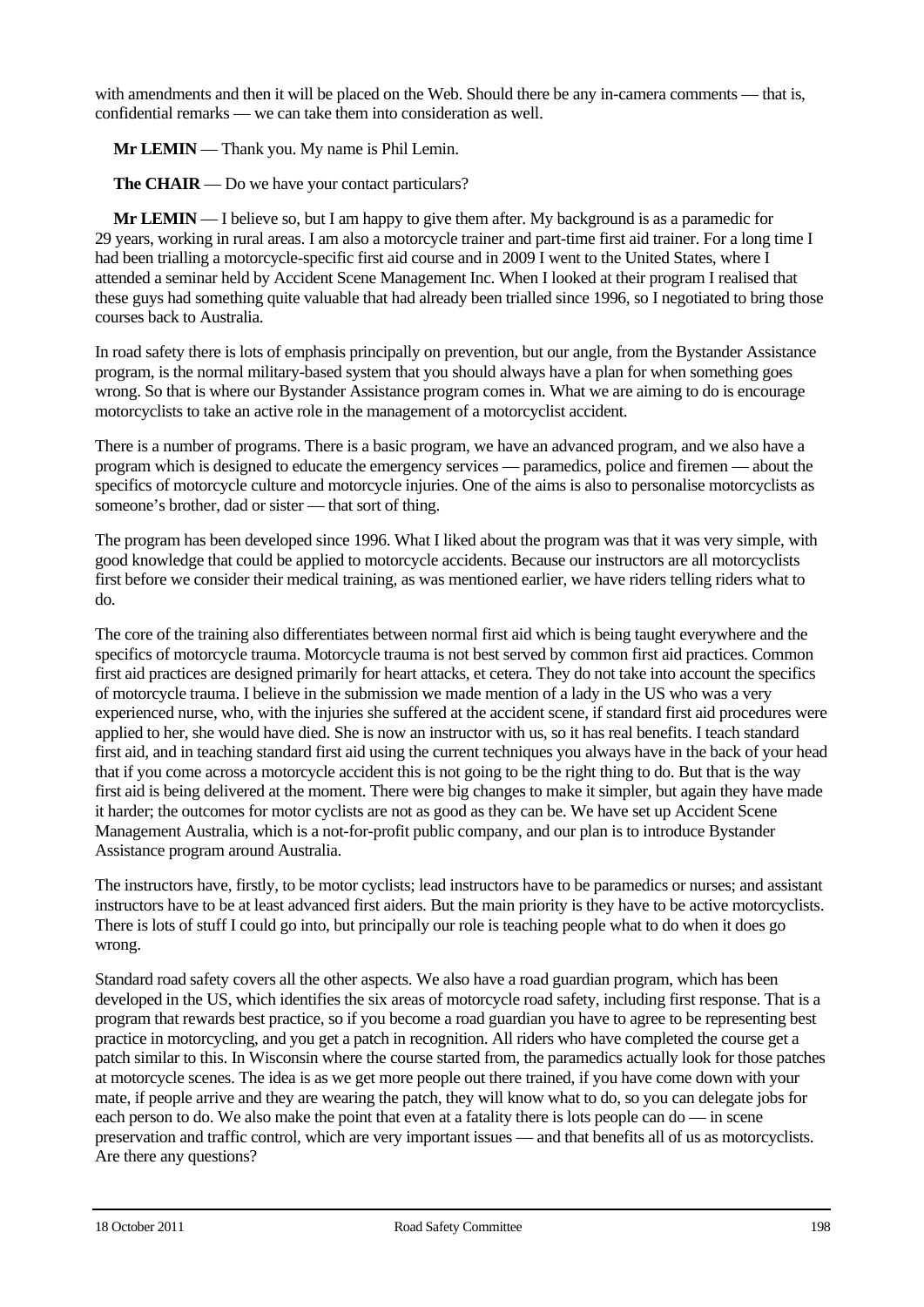with amendments and then it will be placed on the Web. Should there be any in-camera comments — that is, confidential remarks — we can take them into consideration as well.

**Mr LEMIN** — Thank you. My name is Phil Lemin.

**The CHAIR** — Do we have your contact particulars?

**Mr LEMIN** — I believe so, but I am happy to give them after. My background is as a paramedic for 29 years, working in rural areas. I am also a motorcycle trainer and part-time first aid trainer. For a long time I had been trialling a motorcycle-specific first aid course and in 2009 I went to the United States, where I attended a seminar held by Accident Scene Management Inc. When I looked at their program I realised that these guys had something quite valuable that had already been trialled since 1996, so I negotiated to bring those courses back to Australia.

In road safety there is lots of emphasis principally on prevention, but our angle, from the Bystander Assistance program, is the normal military-based system that you should always have a plan for when something goes wrong. So that is where our Bystander Assistance program comes in. What we are aiming to do is encourage motorcyclists to take an active role in the management of a motorcyclist accident.

There is a number of programs. There is a basic program, we have an advanced program, and we also have a program which is designed to educate the emergency services — paramedics, police and firemen — about the specifics of motorcycle culture and motorcycle injuries. One of the aims is also to personalise motorcyclists as someone's brother, dad or sister — that sort of thing.

The program has been developed since 1996. What I liked about the program was that it was very simple, with good knowledge that could be applied to motorcycle accidents. Because our instructors are all motorcyclists first before we consider their medical training, as was mentioned earlier, we have riders telling riders what to do.

The core of the training also differentiates between normal first aid which is being taught everywhere and the specifics of motorcycle trauma. Motorcycle trauma is not best served by common first aid practices. Common first aid practices are designed primarily for heart attacks, et cetera. They do not take into account the specifics of motorcycle trauma. I believe in the submission we made mention of a lady in the US who was a very experienced nurse, who, with the injuries she suffered at the accident scene, if standard first aid procedures were applied to her, she would have died. She is now an instructor with us, so it has real benefits. I teach standard first aid, and in teaching standard first aid using the current techniques you always have in the back of your head that if you come across a motorcycle accident this is not going to be the right thing to do. But that is the way first aid is being delivered at the moment. There were big changes to make it simpler, but again they have made it harder; the outcomes for motor cyclists are not as good as they can be. We have set up Accident Scene Management Australia, which is a not-for-profit public company, and our plan is to introduce Bystander Assistance program around Australia.

The instructors have, firstly, to be motor cyclists; lead instructors have to be paramedics or nurses; and assistant instructors have to be at least advanced first aiders. But the main priority is they have to be active motorcyclists. There is lots of stuff I could go into, but principally our role is teaching people what to do when it does go wrong.

Standard road safety covers all the other aspects. We also have a road guardian program, which has been developed in the US, which identifies the six areas of motorcycle road safety, including first response. That is a program that rewards best practice, so if you become a road guardian you have to agree to be representing best practice in motorcycling, and you get a patch in recognition. All riders who have completed the course get a patch similar to this. In Wisconsin where the course started from, the paramedics actually look for those patches at motorcycle scenes. The idea is as we get more people out there trained, if you have come down with your mate, if people arrive and they are wearing the patch, they will know what to do, so you can delegate jobs for each person to do. We also make the point that even at a fatality there is lots people can do — in scene preservation and traffic control, which are very important issues — and that benefits all of us as motorcyclists. Are there any questions?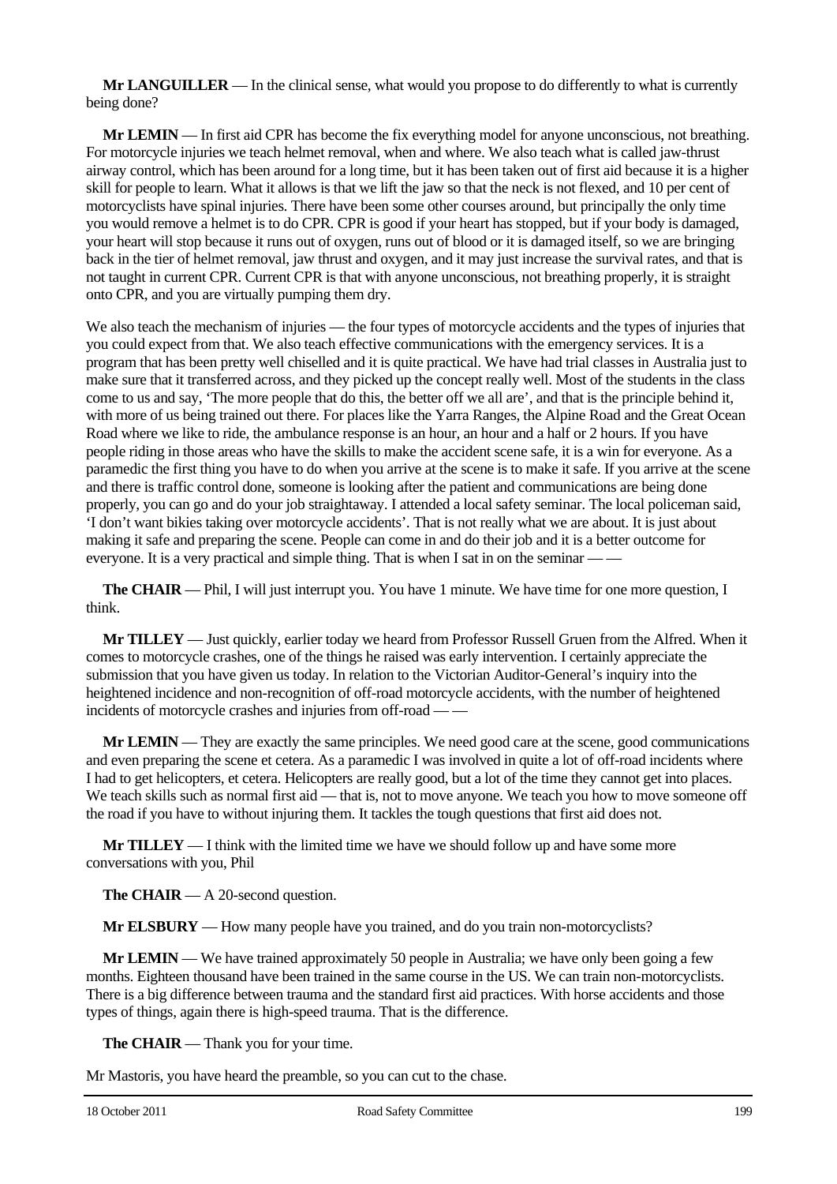**Mr LANGUILLER** — In the clinical sense, what would you propose to do differently to what is currently being done?

**Mr LEMIN** — In first aid CPR has become the fix everything model for anyone unconscious, not breathing. For motorcycle injuries we teach helmet removal, when and where. We also teach what is called jaw-thrust airway control, which has been around for a long time, but it has been taken out of first aid because it is a higher skill for people to learn. What it allows is that we lift the jaw so that the neck is not flexed, and 10 per cent of motorcyclists have spinal injuries. There have been some other courses around, but principally the only time you would remove a helmet is to do CPR. CPR is good if your heart has stopped, but if your body is damaged, your heart will stop because it runs out of oxygen, runs out of blood or it is damaged itself, so we are bringing back in the tier of helmet removal, jaw thrust and oxygen, and it may just increase the survival rates, and that is not taught in current CPR. Current CPR is that with anyone unconscious, not breathing properly, it is straight onto CPR, and you are virtually pumping them dry.

We also teach the mechanism of injuries — the four types of motorcycle accidents and the types of injuries that you could expect from that. We also teach effective communications with the emergency services. It is a program that has been pretty well chiselled and it is quite practical. We have had trial classes in Australia just to make sure that it transferred across, and they picked up the concept really well. Most of the students in the class come to us and say, 'The more people that do this, the better off we all are', and that is the principle behind it, with more of us being trained out there. For places like the Yarra Ranges, the Alpine Road and the Great Ocean Road where we like to ride, the ambulance response is an hour, an hour and a half or 2 hours. If you have people riding in those areas who have the skills to make the accident scene safe, it is a win for everyone. As a paramedic the first thing you have to do when you arrive at the scene is to make it safe. If you arrive at the scene and there is traffic control done, someone is looking after the patient and communications are being done properly, you can go and do your job straightaway. I attended a local safety seminar. The local policeman said, 'I don't want bikies taking over motorcycle accidents'. That is not really what we are about. It is just about making it safe and preparing the scene. People can come in and do their job and it is a better outcome for everyone. It is a very practical and simple thing. That is when I sat in on the seminar — —

**The CHAIR** — Phil, I will just interrupt you. You have 1 minute. We have time for one more question, I think.

**Mr TILLEY** — Just quickly, earlier today we heard from Professor Russell Gruen from the Alfred. When it comes to motorcycle crashes, one of the things he raised was early intervention. I certainly appreciate the submission that you have given us today. In relation to the Victorian Auditor-General's inquiry into the heightened incidence and non-recognition of off-road motorcycle accidents, with the number of heightened incidents of motorcycle crashes and injuries from off-road — —

**Mr LEMIN** — They are exactly the same principles. We need good care at the scene, good communications and even preparing the scene et cetera. As a paramedic I was involved in quite a lot of off-road incidents where I had to get helicopters, et cetera. Helicopters are really good, but a lot of the time they cannot get into places. We teach skills such as normal first aid — that is, not to move anyone. We teach you how to move someone off the road if you have to without injuring them. It tackles the tough questions that first aid does not.

**Mr TILLEY** — I think with the limited time we have we should follow up and have some more conversations with you, Phil

**The CHAIR** — A 20-second question.

**Mr ELSBURY** — How many people have you trained, and do you train non-motorcyclists?

**Mr LEMIN** — We have trained approximately 50 people in Australia; we have only been going a few months. Eighteen thousand have been trained in the same course in the US. We can train non-motorcyclists. There is a big difference between trauma and the standard first aid practices. With horse accidents and those types of things, again there is high-speed trauma. That is the difference.

**The CHAIR** — Thank you for your time.

Mr Mastoris, you have heard the preamble, so you can cut to the chase.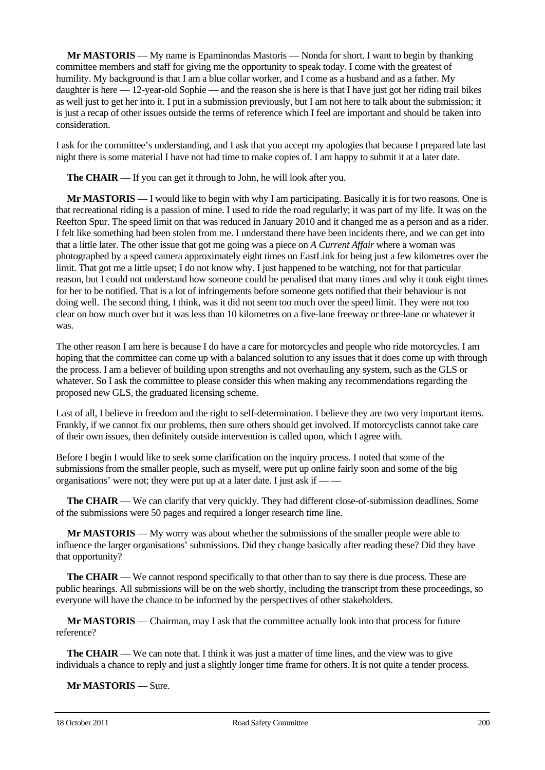**Mr MASTORIS** — My name is Epaminondas Mastoris — Nonda for short. I want to begin by thanking committee members and staff for giving me the opportunity to speak today. I come with the greatest of humility. My background is that I am a blue collar worker, and I come as a husband and as a father. My daughter is here — 12-year-old Sophie — and the reason she is here is that I have just got her riding trail bikes as well just to get her into it. I put in a submission previously, but I am not here to talk about the submission; it is just a recap of other issues outside the terms of reference which I feel are important and should be taken into consideration.

I ask for the committee's understanding, and I ask that you accept my apologies that because I prepared late last night there is some material I have not had time to make copies of. I am happy to submit it at a later date.

**The CHAIR** — If you can get it through to John, he will look after you.

**Mr MASTORIS** — I would like to begin with why I am participating. Basically it is for two reasons. One is that recreational riding is a passion of mine. I used to ride the road regularly; it was part of my life. It was on the Reefton Spur. The speed limit on that was reduced in January 2010 and it changed me as a person and as a rider. I felt like something had been stolen from me. I understand there have been incidents there, and we can get into that a little later. The other issue that got me going was a piece on *A Current Affair* where a woman was photographed by a speed camera approximately eight times on EastLink for being just a few kilometres over the limit. That got me a little upset; I do not know why. I just happened to be watching, not for that particular reason, but I could not understand how someone could be penalised that many times and why it took eight times for her to be notified. That is a lot of infringements before someone gets notified that their behaviour is not doing well. The second thing, I think, was it did not seem too much over the speed limit. They were not too clear on how much over but it was less than 10 kilometres on a five-lane freeway or three-lane or whatever it was.

The other reason I am here is because I do have a care for motorcycles and people who ride motorcycles. I am hoping that the committee can come up with a balanced solution to any issues that it does come up with through the process. I am a believer of building upon strengths and not overhauling any system, such as the GLS or whatever. So I ask the committee to please consider this when making any recommendations regarding the proposed new GLS, the graduated licensing scheme.

Last of all, I believe in freedom and the right to self-determination. I believe they are two very important items. Frankly, if we cannot fix our problems, then sure others should get involved. If motorcyclists cannot take care of their own issues, then definitely outside intervention is called upon, which I agree with.

Before I begin I would like to seek some clarification on the inquiry process. I noted that some of the submissions from the smaller people, such as myself, were put up online fairly soon and some of the big organisations' were not; they were put up at a later date. I just ask if — —

**The CHAIR** — We can clarify that very quickly. They had different close-of-submission deadlines. Some of the submissions were 50 pages and required a longer research time line.

**Mr MASTORIS** — My worry was about whether the submissions of the smaller people were able to influence the larger organisations' submissions. Did they change basically after reading these? Did they have that opportunity?

**The CHAIR** — We cannot respond specifically to that other than to say there is due process. These are public hearings. All submissions will be on the web shortly, including the transcript from these proceedings, so everyone will have the chance to be informed by the perspectives of other stakeholders.

**Mr MASTORIS** — Chairman, may I ask that the committee actually look into that process for future reference?

**The CHAIR** — We can note that. I think it was just a matter of time lines, and the view was to give individuals a chance to reply and just a slightly longer time frame for others. It is not quite a tender process.

**Mr MASTORIS** — Sure.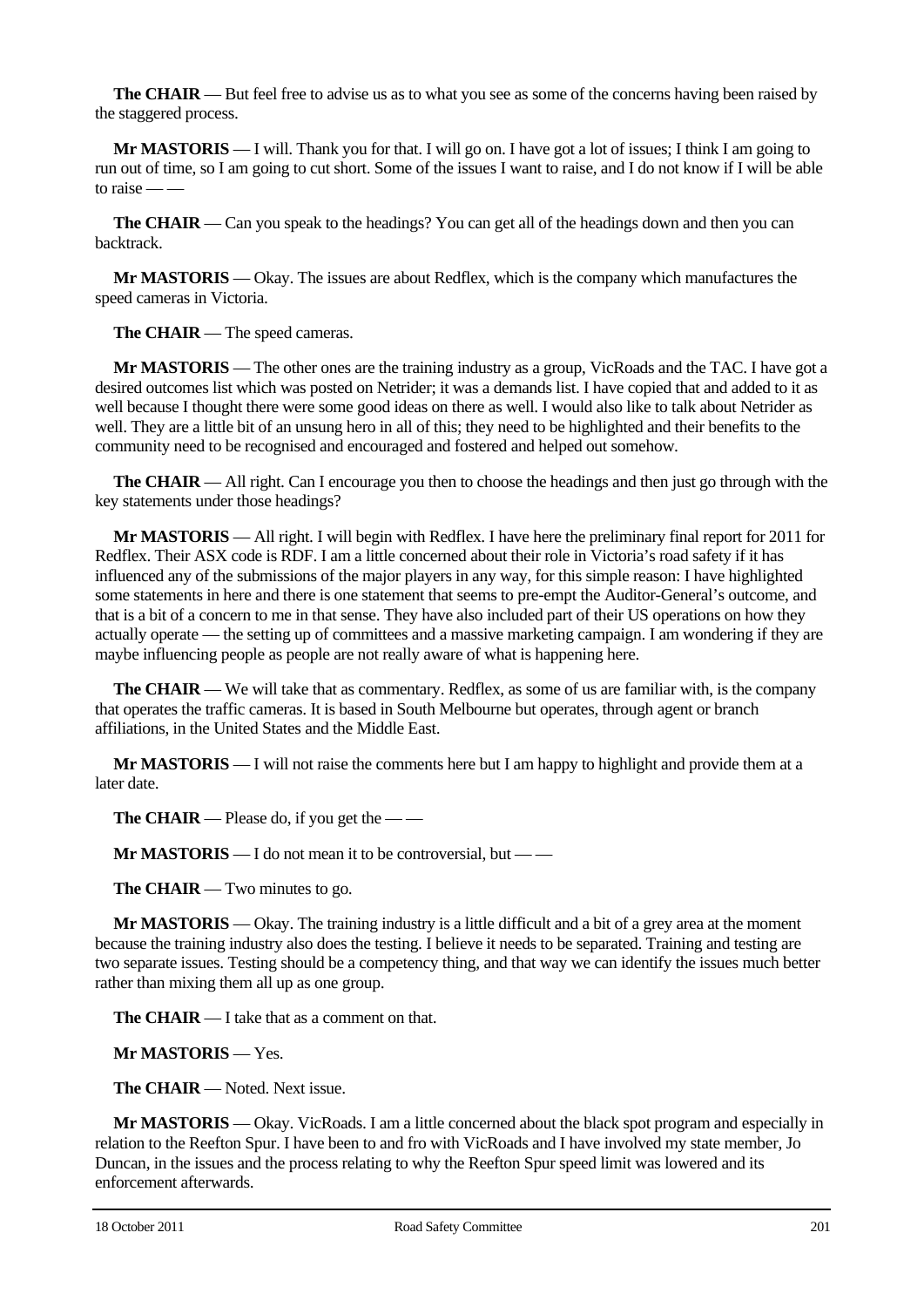**The CHAIR** — But feel free to advise us as to what you see as some of the concerns having been raised by the staggered process.

**Mr MASTORIS** — I will. Thank you for that. I will go on. I have got a lot of issues; I think I am going to run out of time, so I am going to cut short. Some of the issues I want to raise, and I do not know if I will be able to raise — —

**The CHAIR** — Can you speak to the headings? You can get all of the headings down and then you can backtrack.

**Mr MASTORIS** — Okay. The issues are about Redflex, which is the company which manufactures the speed cameras in Victoria.

**The CHAIR** — The speed cameras.

**Mr MASTORIS** — The other ones are the training industry as a group, VicRoads and the TAC. I have got a desired outcomes list which was posted on Netrider; it was a demands list. I have copied that and added to it as well because I thought there were some good ideas on there as well. I would also like to talk about Netrider as well. They are a little bit of an unsung hero in all of this; they need to be highlighted and their benefits to the community need to be recognised and encouraged and fostered and helped out somehow.

**The CHAIR** — All right. Can I encourage you then to choose the headings and then just go through with the key statements under those headings?

**Mr MASTORIS** — All right. I will begin with Redflex. I have here the preliminary final report for 2011 for Redflex. Their ASX code is RDF. I am a little concerned about their role in Victoria's road safety if it has influenced any of the submissions of the major players in any way, for this simple reason: I have highlighted some statements in here and there is one statement that seems to pre-empt the Auditor-General's outcome, and that is a bit of a concern to me in that sense. They have also included part of their US operations on how they actually operate — the setting up of committees and a massive marketing campaign. I am wondering if they are maybe influencing people as people are not really aware of what is happening here.

**The CHAIR** — We will take that as commentary. Redflex, as some of us are familiar with, is the company that operates the traffic cameras. It is based in South Melbourne but operates, through agent or branch affiliations, in the United States and the Middle East.

**Mr MASTORIS** — I will not raise the comments here but I am happy to highlight and provide them at a later date.

**The CHAIR** — Please do, if you get the — —

**Mr MASTORIS** — I do not mean it to be controversial, but — —

**The CHAIR** — Two minutes to go.

**Mr MASTORIS** — Okay. The training industry is a little difficult and a bit of a grey area at the moment because the training industry also does the testing. I believe it needs to be separated. Training and testing are two separate issues. Testing should be a competency thing, and that way we can identify the issues much better rather than mixing them all up as one group.

**The CHAIR** — I take that as a comment on that.

**Mr MASTORIS** — Yes.

**The CHAIR** — Noted. Next issue.

**Mr MASTORIS** — Okay. VicRoads. I am a little concerned about the black spot program and especially in relation to the Reefton Spur. I have been to and fro with VicRoads and I have involved my state member, Jo Duncan, in the issues and the process relating to why the Reefton Spur speed limit was lowered and its enforcement afterwards.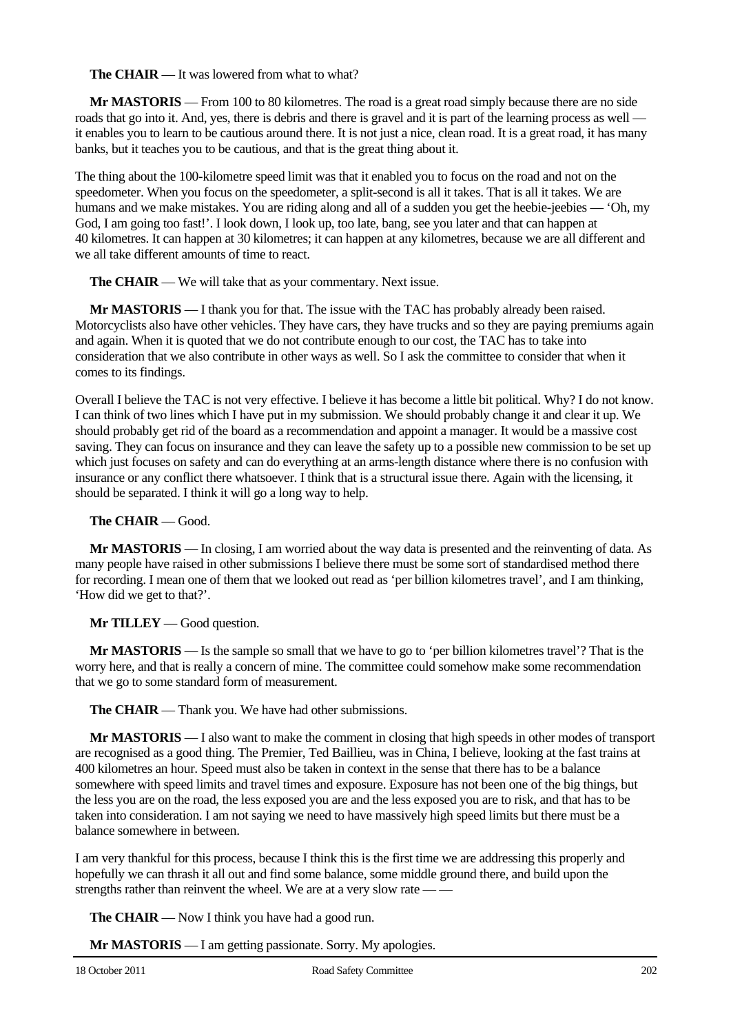**The CHAIR** — It was lowered from what to what?

**Mr MASTORIS** — From 100 to 80 kilometres. The road is a great road simply because there are no side roads that go into it. And, yes, there is debris and there is gravel and it is part of the learning process as well — it enables you to learn to be cautious around there. It is not just a nice, clean road. It is a great road, it has many banks, but it teaches you to be cautious, and that is the great thing about it.

The thing about the 100-kilometre speed limit was that it enabled you to focus on the road and not on the speedometer. When you focus on the speedometer, a split-second is all it takes. That is all it takes. We are humans and we make mistakes. You are riding along and all of a sudden you get the heebie-jeebies — 'Oh, my God, I am going too fast!'. I look down, I look up, too late, bang, see you later and that can happen at 40 kilometres. It can happen at 30 kilometres; it can happen at any kilometres, because we are all different and we all take different amounts of time to react.

**The CHAIR** — We will take that as your commentary. Next issue.

**Mr MASTORIS** — I thank you for that. The issue with the TAC has probably already been raised. Motorcyclists also have other vehicles. They have cars, they have trucks and so they are paying premiums again and again. When it is quoted that we do not contribute enough to our cost, the TAC has to take into consideration that we also contribute in other ways as well. So I ask the committee to consider that when it comes to its findings.

Overall I believe the TAC is not very effective. I believe it has become a little bit political. Why? I do not know. I can think of two lines which I have put in my submission. We should probably change it and clear it up. We should probably get rid of the board as a recommendation and appoint a manager. It would be a massive cost saving. They can focus on insurance and they can leave the safety up to a possible new commission to be set up which just focuses on safety and can do everything at an arms-length distance where there is no confusion with insurance or any conflict there whatsoever. I think that is a structural issue there. Again with the licensing, it should be separated. I think it will go a long way to help.

**The CHAIR** — Good.

**Mr MASTORIS** — In closing, I am worried about the way data is presented and the reinventing of data. As many people have raised in other submissions I believe there must be some sort of standardised method there for recording. I mean one of them that we looked out read as 'per billion kilometres travel', and I am thinking, 'How did we get to that?'.

**Mr TILLEY** — Good question.

**Mr MASTORIS** — Is the sample so small that we have to go to 'per billion kilometres travel'? That is the worry here, and that is really a concern of mine. The committee could somehow make some recommendation that we go to some standard form of measurement.

**The CHAIR** — Thank you. We have had other submissions.

**Mr MASTORIS** — I also want to make the comment in closing that high speeds in other modes of transport are recognised as a good thing. The Premier, Ted Baillieu, was in China, I believe, looking at the fast trains at 400 kilometres an hour. Speed must also be taken in context in the sense that there has to be a balance somewhere with speed limits and travel times and exposure. Exposure has not been one of the big things, but the less you are on the road, the less exposed you are and the less exposed you are to risk, and that has to be taken into consideration. I am not saying we need to have massively high speed limits but there must be a balance somewhere in between.

I am very thankful for this process, because I think this is the first time we are addressing this properly and hopefully we can thrash it all out and find some balance, some middle ground there, and build upon the strengths rather than reinvent the wheel. We are at a very slow rate — —

**The CHAIR** — Now I think you have had a good run.

**Mr MASTORIS** — I am getting passionate. Sorry. My apologies.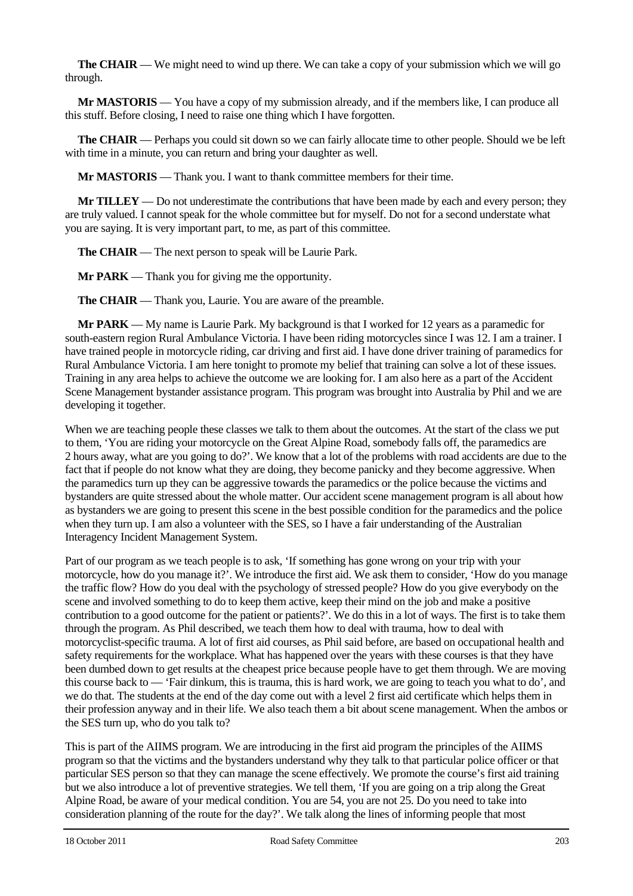**The CHAIR** — We might need to wind up there. We can take a copy of your submission which we will go through.

**Mr MASTORIS** — You have a copy of my submission already, and if the members like, I can produce all this stuff. Before closing, I need to raise one thing which I have forgotten.

**The CHAIR** — Perhaps you could sit down so we can fairly allocate time to other people. Should we be left with time in a minute, you can return and bring your daughter as well.

**Mr MASTORIS** — Thank you. I want to thank committee members for their time.

**Mr TILLEY** — Do not underestimate the contributions that have been made by each and every person; they are truly valued. I cannot speak for the whole committee but for myself. Do not for a second understate what you are saying. It is very important part, to me, as part of this committee.

**The CHAIR** — The next person to speak will be Laurie Park.

**Mr PARK** — Thank you for giving me the opportunity.

**The CHAIR** — Thank you, Laurie. You are aware of the preamble.

**Mr PARK** — My name is Laurie Park. My background is that I worked for 12 years as a paramedic for south-eastern region Rural Ambulance Victoria. I have been riding motorcycles since I was 12. I am a trainer. I have trained people in motorcycle riding, car driving and first aid. I have done driver training of paramedics for Rural Ambulance Victoria. I am here tonight to promote my belief that training can solve a lot of these issues. Training in any area helps to achieve the outcome we are looking for. I am also here as a part of the Accident Scene Management bystander assistance program. This program was brought into Australia by Phil and we are developing it together.

When we are teaching people these classes we talk to them about the outcomes. At the start of the class we put to them, 'You are riding your motorcycle on the Great Alpine Road, somebody falls off, the paramedics are 2 hours away, what are you going to do?'. We know that a lot of the problems with road accidents are due to the fact that if people do not know what they are doing, they become panicky and they become aggressive. When the paramedics turn up they can be aggressive towards the paramedics or the police because the victims and bystanders are quite stressed about the whole matter. Our accident scene management program is all about how as bystanders we are going to present this scene in the best possible condition for the paramedics and the police when they turn up. I am also a volunteer with the SES, so I have a fair understanding of the Australian Interagency Incident Management System.

Part of our program as we teach people is to ask, 'If something has gone wrong on your trip with your motorcycle, how do you manage it?'. We introduce the first aid. We ask them to consider, 'How do you manage the traffic flow? How do you deal with the psychology of stressed people? How do you give everybody on the scene and involved something to do to keep them active, keep their mind on the job and make a positive contribution to a good outcome for the patient or patients?'. We do this in a lot of ways. The first is to take them through the program. As Phil described, we teach them how to deal with trauma, how to deal with motorcyclist-specific trauma. A lot of first aid courses, as Phil said before, are based on occupational health and safety requirements for the workplace. What has happened over the years with these courses is that they have been dumbed down to get results at the cheapest price because people have to get them through. We are moving this course back to — 'Fair dinkum, this is trauma, this is hard work, we are going to teach you what to do', and we do that. The students at the end of the day come out with a level 2 first aid certificate which helps them in their profession anyway and in their life. We also teach them a bit about scene management. When the ambos or the SES turn up, who do you talk to?

This is part of the AIIMS program. We are introducing in the first aid program the principles of the AIIMS program so that the victims and the bystanders understand why they talk to that particular police officer or that particular SES person so that they can manage the scene effectively. We promote the course's first aid training but we also introduce a lot of preventive strategies. We tell them, 'If you are going on a trip along the Great Alpine Road, be aware of your medical condition. You are 54, you are not 25. Do you need to take into consideration planning of the route for the day?'. We talk along the lines of informing people that most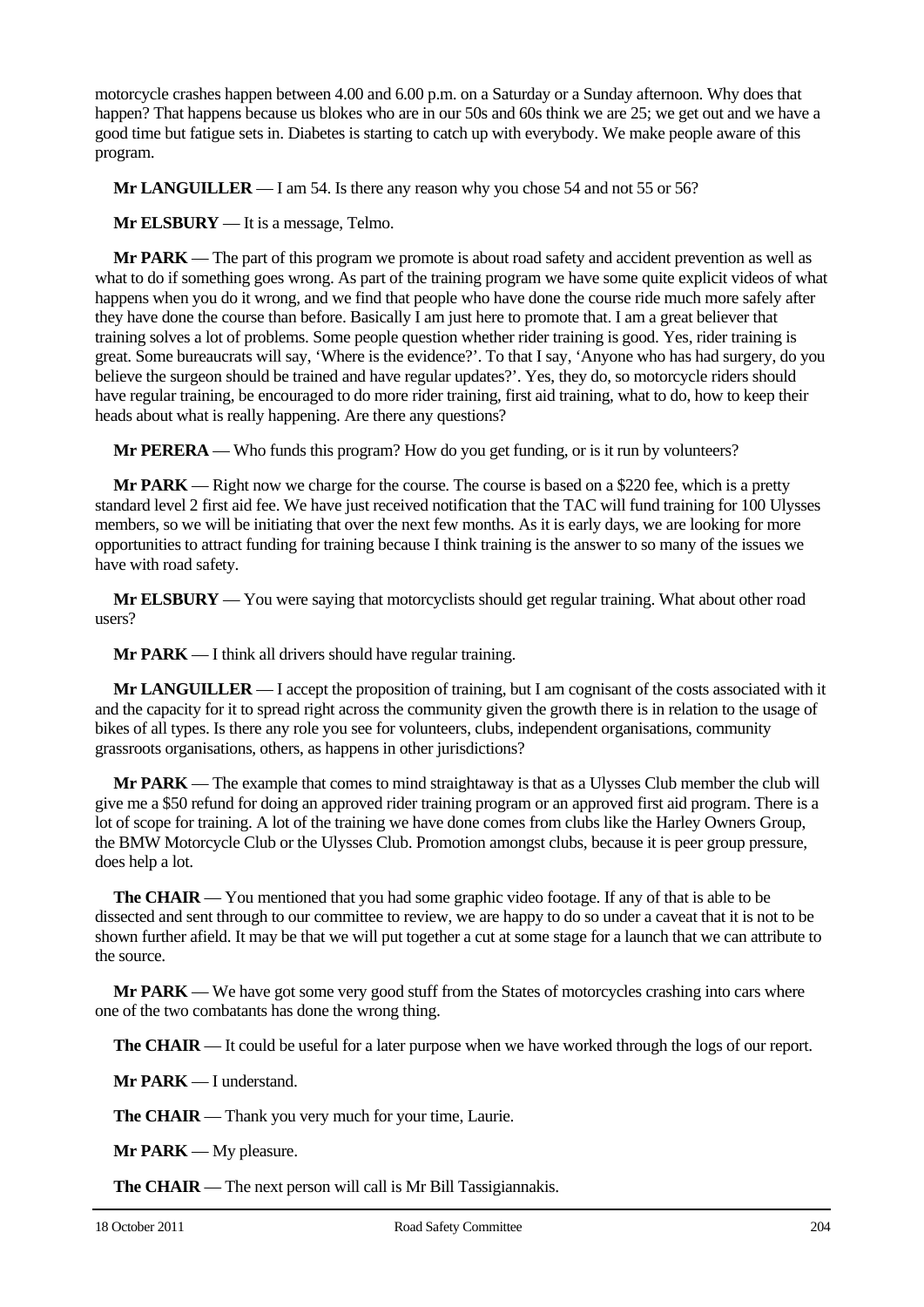motorcycle crashes happen between 4.00 and 6.00 p.m. on a Saturday or a Sunday afternoon. Why does that happen? That happens because us blokes who are in our 50s and 60s think we are 25; we get out and we have a good time but fatigue sets in. Diabetes is starting to catch up with everybody. We make people aware of this program.

**Mr LANGUILLER** — I am 54. Is there any reason why you chose 54 and not 55 or 56?

**Mr ELSBURY** — It is a message, Telmo.

**Mr PARK** — The part of this program we promote is about road safety and accident prevention as well as what to do if something goes wrong. As part of the training program we have some quite explicit videos of what happens when you do it wrong, and we find that people who have done the course ride much more safely after they have done the course than before. Basically I am just here to promote that. I am a great believer that training solves a lot of problems. Some people question whether rider training is good. Yes, rider training is great. Some bureaucrats will say, 'Where is the evidence?'. To that I say, 'Anyone who has had surgery, do you believe the surgeon should be trained and have regular updates?'. Yes, they do, so motorcycle riders should have regular training, be encouraged to do more rider training, first aid training, what to do, how to keep their heads about what is really happening. Are there any questions?

**Mr PERERA** — Who funds this program? How do you get funding, or is it run by volunteers?

**Mr PARK** — Right now we charge for the course. The course is based on a $220 fee, which is a pretty standard level 2 first aid fee. We have just received notification that the TAC will fund training for 100 Ulysses members, so we will be initiating that over the next few months. As it is early days, we are looking for more opportunities to attract funding for training because I think training is the answer to so many of the issues we have with road safety.

**Mr ELSBURY** — You were saying that motorcyclists should get regular training. What about other road users?

**Mr PARK** — I think all drivers should have regular training.

**Mr LANGUILLER** — I accept the proposition of training, but I am cognisant of the costs associated with it and the capacity for it to spread right across the community given the growth there is in relation to the usage of bikes of all types. Is there any role you see for volunteers, clubs, independent organisations, community grassroots organisations, others, as happens in other jurisdictions?

**Mr PARK** — The example that comes to mind straightaway is that as a Ulysses Club member the club will give me a $50 refund for doing an approved rider training program or an approved first aid program. There is a lot of scope for training. A lot of the training we have done comes from clubs like the Harley Owners Group, the BMW Motorcycle Club or the Ulysses Club. Promotion amongst clubs, because it is peer group pressure, does help a lot.

**The CHAIR** — You mentioned that you had some graphic video footage. If any of that is able to be dissected and sent through to our committee to review, we are happy to do so under a caveat that it is not to be shown further afield. It may be that we will put together a cut at some stage for a launch that we can attribute to the source.

**Mr PARK** — We have got some very good stuff from the States of motorcycles crashing into cars where one of the two combatants has done the wrong thing.

**The CHAIR** — It could be useful for a later purpose when we have worked through the logs of our report.

**Mr PARK** — I understand.

**The CHAIR** — Thank you very much for your time, Laurie.

**Mr PARK** — My pleasure.

**The CHAIR** — The next person will call is Mr Bill Tassigiannakis.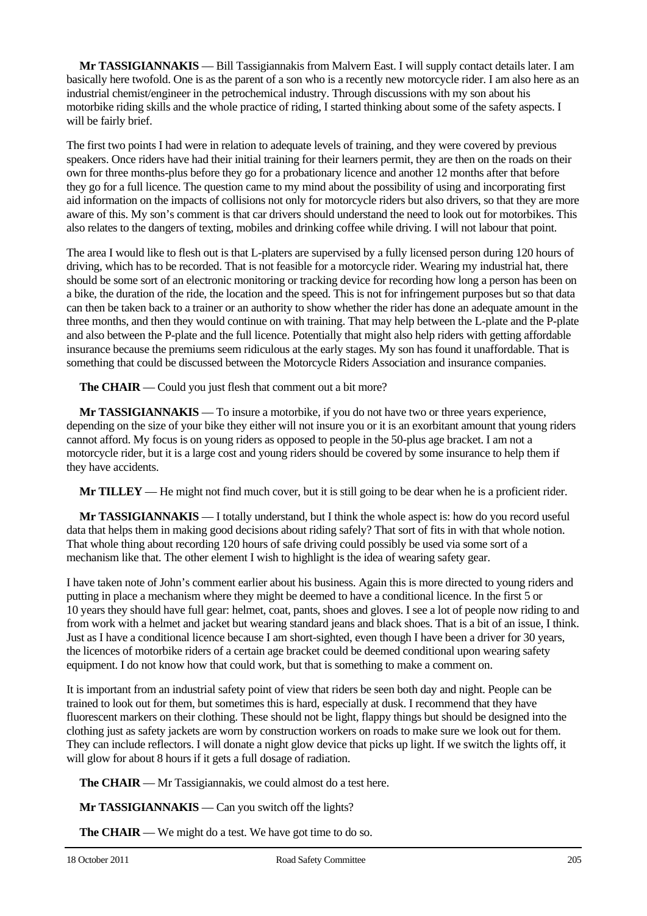**Mr TASSIGIANNAKIS** — Bill Tassigiannakis from Malvern East. I will supply contact details later. I am basically here twofold. One is as the parent of a son who is a recently new motorcycle rider. I am also here as an industrial chemist/engineer in the petrochemical industry. Through discussions with my son about his motorbike riding skills and the whole practice of riding, I started thinking about some of the safety aspects. I will be fairly brief.

The first two points I had were in relation to adequate levels of training, and they were covered by previous speakers. Once riders have had their initial training for their learners permit, they are then on the roads on their own for three months-plus before they go for a probationary licence and another 12 months after that before they go for a full licence. The question came to my mind about the possibility of using and incorporating first aid information on the impacts of collisions not only for motorcycle riders but also drivers, so that they are more aware of this. My son's comment is that car drivers should understand the need to look out for motorbikes. This also relates to the dangers of texting, mobiles and drinking coffee while driving. I will not labour that point.

The area I would like to flesh out is that L-platers are supervised by a fully licensed person during 120 hours of driving, which has to be recorded. That is not feasible for a motorcycle rider. Wearing my industrial hat, there should be some sort of an electronic monitoring or tracking device for recording how long a person has been on a bike, the duration of the ride, the location and the speed. This is not for infringement purposes but so that data can then be taken back to a trainer or an authority to show whether the rider has done an adequate amount in the three months, and then they would continue on with training. That may help between the L-plate and the P-plate and also between the P-plate and the full licence. Potentially that might also help riders with getting affordable insurance because the premiums seem ridiculous at the early stages. My son has found it unaffordable. That is something that could be discussed between the Motorcycle Riders Association and insurance companies.

**The CHAIR** — Could you just flesh that comment out a bit more?

**Mr TASSIGIANNAKIS** — To insure a motorbike, if you do not have two or three years experience, depending on the size of your bike they either will not insure you or it is an exorbitant amount that young riders cannot afford. My focus is on young riders as opposed to people in the 50-plus age bracket. I am not a motorcycle rider, but it is a large cost and young riders should be covered by some insurance to help them if they have accidents.

**Mr TILLEY** — He might not find much cover, but it is still going to be dear when he is a proficient rider.

**Mr TASSIGIANNAKIS** — I totally understand, but I think the whole aspect is: how do you record useful data that helps them in making good decisions about riding safely? That sort of fits in with that whole notion. That whole thing about recording 120 hours of safe driving could possibly be used via some sort of a mechanism like that. The other element I wish to highlight is the idea of wearing safety gear.

I have taken note of John's comment earlier about his business. Again this is more directed to young riders and putting in place a mechanism where they might be deemed to have a conditional licence. In the first 5 or 10 years they should have full gear: helmet, coat, pants, shoes and gloves. I see a lot of people now riding to and from work with a helmet and jacket but wearing standard jeans and black shoes. That is a bit of an issue, I think. Just as I have a conditional licence because I am short-sighted, even though I have been a driver for 30 years, the licences of motorbike riders of a certain age bracket could be deemed conditional upon wearing safety equipment. I do not know how that could work, but that is something to make a comment on.

It is important from an industrial safety point of view that riders be seen both day and night. People can be trained to look out for them, but sometimes this is hard, especially at dusk. I recommend that they have fluorescent markers on their clothing. These should not be light, flappy things but should be designed into the clothing just as safety jackets are worn by construction workers on roads to make sure we look out for them. They can include reflectors. I will donate a night glow device that picks up light. If we switch the lights off, it will glow for about 8 hours if it gets a full dosage of radiation.

**The CHAIR** — Mr Tassigiannakis, we could almost do a test here.

**Mr TASSIGIANNAKIS** — Can you switch off the lights?

**The CHAIR** — We might do a test. We have got time to do so.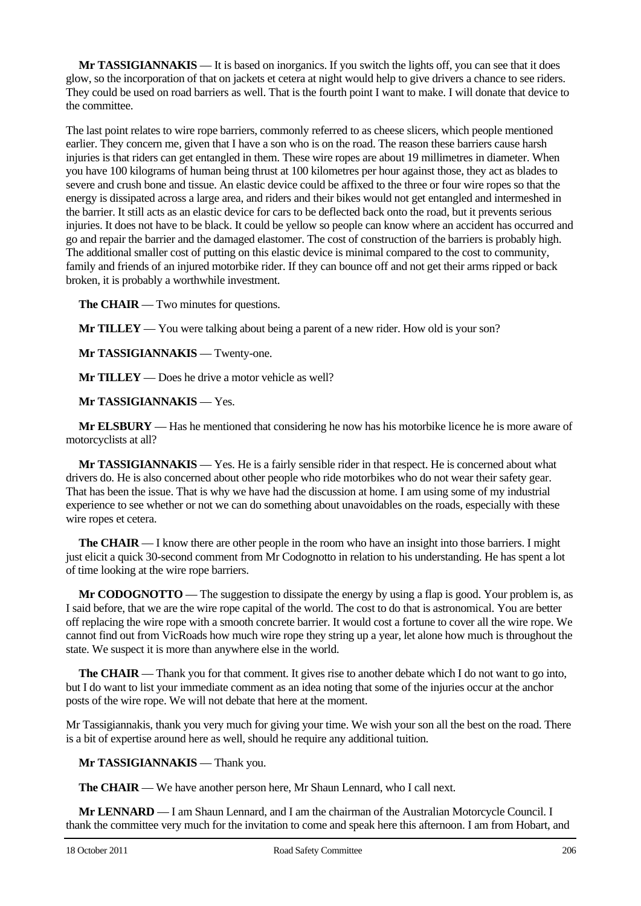**Mr TASSIGIANNAKIS** — It is based on inorganics. If you switch the lights off, you can see that it does glow, so the incorporation of that on jackets et cetera at night would help to give drivers a chance to see riders. They could be used on road barriers as well. That is the fourth point I want to make. I will donate that device to the committee.

The last point relates to wire rope barriers, commonly referred to as cheese slicers, which people mentioned earlier. They concern me, given that I have a son who is on the road. The reason these barriers cause harsh injuries is that riders can get entangled in them. These wire ropes are about 19 millimetres in diameter. When you have 100 kilograms of human being thrust at 100 kilometres per hour against those, they act as blades to severe and crush bone and tissue. An elastic device could be affixed to the three or four wire ropes so that the energy is dissipated across a large area, and riders and their bikes would not get entangled and intermeshed in the barrier. It still acts as an elastic device for cars to be deflected back onto the road, but it prevents serious injuries. It does not have to be black. It could be yellow so people can know where an accident has occurred and go and repair the barrier and the damaged elastomer. The cost of construction of the barriers is probably high. The additional smaller cost of putting on this elastic device is minimal compared to the cost to community, family and friends of an injured motorbike rider. If they can bounce off and not get their arms ripped or back broken, it is probably a worthwhile investment.

**The CHAIR** — Two minutes for questions.

**Mr TILLEY** — You were talking about being a parent of a new rider. How old is your son?

**Mr TASSIGIANNAKIS** — Twenty-one.

**Mr TILLEY** — Does he drive a motor vehicle as well?

**Mr TASSIGIANNAKIS** — Yes.

**Mr ELSBURY** — Has he mentioned that considering he now has his motorbike licence he is more aware of motorcyclists at all?

**Mr TASSIGIANNAKIS** — Yes. He is a fairly sensible rider in that respect. He is concerned about what drivers do. He is also concerned about other people who ride motorbikes who do not wear their safety gear. That has been the issue. That is why we have had the discussion at home. I am using some of my industrial experience to see whether or not we can do something about unavoidables on the roads, especially with these wire ropes et cetera.

**The CHAIR** — I know there are other people in the room who have an insight into those barriers. I might just elicit a quick 30-second comment from Mr Codognotto in relation to his understanding. He has spent a lot of time looking at the wire rope barriers.

**Mr CODOGNOTTO** — The suggestion to dissipate the energy by using a flap is good. Your problem is, as I said before, that we are the wire rope capital of the world. The cost to do that is astronomical. You are better off replacing the wire rope with a smooth concrete barrier. It would cost a fortune to cover all the wire rope. We cannot find out from VicRoads how much wire rope they string up a year, let alone how much is throughout the state. We suspect it is more than anywhere else in the world.

**The CHAIR** — Thank you for that comment. It gives rise to another debate which I do not want to go into, but I do want to list your immediate comment as an idea noting that some of the injuries occur at the anchor posts of the wire rope. We will not debate that here at the moment.

Mr Tassigiannakis, thank you very much for giving your time. We wish your son all the best on the road. There is a bit of expertise around here as well, should he require any additional tuition.

**Mr TASSIGIANNAKIS** — Thank you.

**The CHAIR** — We have another person here, Mr Shaun Lennard, who I call next.

**Mr LENNARD** — I am Shaun Lennard, and I am the chairman of the Australian Motorcycle Council. I thank the committee very much for the invitation to come and speak here this afternoon. I am from Hobart, and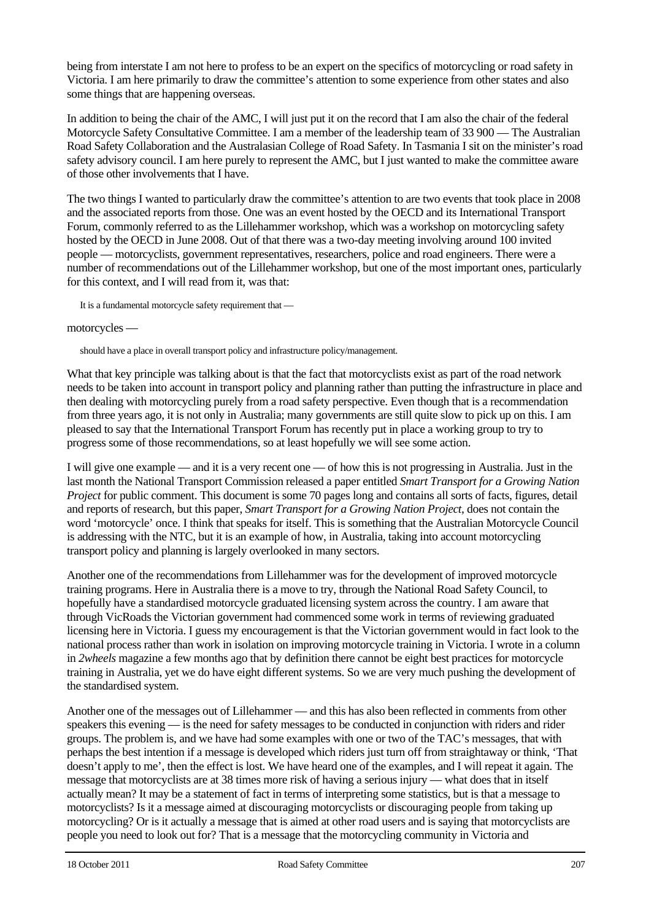being from interstate I am not here to profess to be an expert on the specifics of motorcycling or road safety in Victoria. I am here primarily to draw the committee's attention to some experience from other states and also some things that are happening overseas.

In addition to being the chair of the AMC, I will just put it on the record that I am also the chair of the federal Motorcycle Safety Consultative Committee. I am a member of the leadership team of 33 900 — The Australian Road Safety Collaboration and the Australasian College of Road Safety. In Tasmania I sit on the minister's road safety advisory council. I am here purely to represent the AMC, but I just wanted to make the committee aware of those other involvements that I have.

The two things I wanted to particularly draw the committee's attention to are two events that took place in 2008 and the associated reports from those. One was an event hosted by the OECD and its International Transport Forum, commonly referred to as the Lillehammer workshop, which was a workshop on motorcycling safety hosted by the OECD in June 2008. Out of that there was a two-day meeting involving around 100 invited people — motorcyclists, government representatives, researchers, police and road engineers. There were a number of recommendations out of the Lillehammer workshop, but one of the most important ones, particularly for this context, and I will read from it, was that:

> It is a fundamental motorcycle safety requirement that —

motorcycles —

> should have a place in overall transport policy and infrastructure policy/management.

What that key principle was talking about is that the fact that motorcyclists exist as part of the road network needs to be taken into account in transport policy and planning rather than putting the infrastructure in place and then dealing with motorcycling purely from a road safety perspective. Even though that is a recommendation from three years ago, it is not only in Australia; many governments are still quite slow to pick up on this. I am pleased to say that the International Transport Forum has recently put in place a working group to try to progress some of those recommendations, so at least hopefully we will see some action.

I will give one example — and it is a very recent one — of how this is not progressing in Australia. Just in the last month the National Transport Commission released a paper entitled *Smart Transport for a Growing Nation Project* for public comment. This document is some 70 pages long and contains all sorts of facts, figures, detail and reports of research, but this paper, *Smart Transport for a Growing Nation Project*, does not contain the word 'motorcycle' once. I think that speaks for itself. This is something that the Australian Motorcycle Council is addressing with the NTC, but it is an example of how, in Australia, taking into account motorcycling transport policy and planning is largely overlooked in many sectors.

Another one of the recommendations from Lillehammer was for the development of improved motorcycle training programs. Here in Australia there is a move to try, through the National Road Safety Council, to hopefully have a standardised motorcycle graduated licensing system across the country. I am aware that through VicRoads the Victorian government had commenced some work in terms of reviewing graduated licensing here in Victoria. I guess my encouragement is that the Victorian government would in fact look to the national process rather than work in isolation on improving motorcycle training in Victoria. I wrote in a column in *2wheels* magazine a few months ago that by definition there cannot be eight best practices for motorcycle training in Australia, yet we do have eight different systems. So we are very much pushing the development of the standardised system.

Another one of the messages out of Lillehammer — and this has also been reflected in comments from other speakers this evening — is the need for safety messages to be conducted in conjunction with riders and rider groups. The problem is, and we have had some examples with one or two of the TAC's messages, that with perhaps the best intention if a message is developed which riders just turn off from straightaway or think, 'That doesn't apply to me', then the effect is lost. We have heard one of the examples, and I will repeat it again. The message that motorcyclists are at 38 times more risk of having a serious injury — what does that in itself actually mean? It may be a statement of fact in terms of interpreting some statistics, but is that a message to motorcyclists? Is it a message aimed at discouraging motorcyclists or discouraging people from taking up motorcycling? Or is it actually a message that is aimed at other road users and is saying that motorcyclists are people you need to look out for? That is a message that the motorcycling community in Victoria and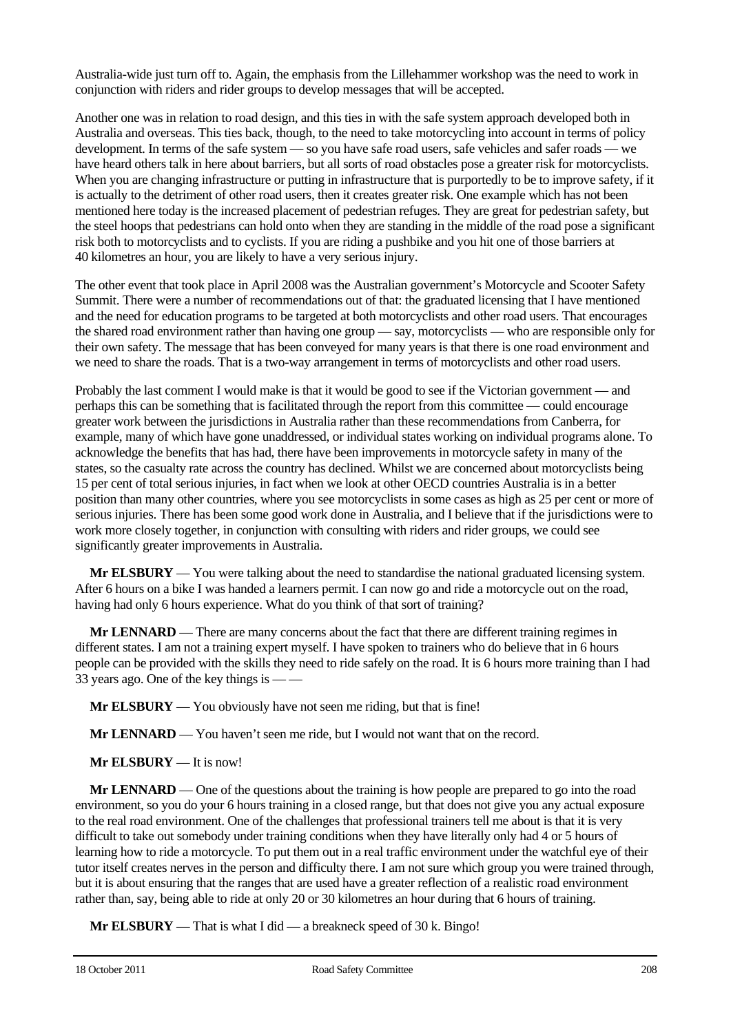Australia-wide just turn off to. Again, the emphasis from the Lillehammer workshop was the need to work in conjunction with riders and rider groups to develop messages that will be accepted.

Another one was in relation to road design, and this ties in with the safe system approach developed both in Australia and overseas. This ties back, though, to the need to take motorcycling into account in terms of policy development. In terms of the safe system — so you have safe road users, safe vehicles and safer roads — we have heard others talk in here about barriers, but all sorts of road obstacles pose a greater risk for motorcyclists. When you are changing infrastructure or putting in infrastructure that is purportedly to be to improve safety, if it is actually to the detriment of other road users, then it creates greater risk. One example which has not been mentioned here today is the increased placement of pedestrian refuges. They are great for pedestrian safety, but the steel hoops that pedestrians can hold onto when they are standing in the middle of the road pose a significant risk both to motorcyclists and to cyclists. If you are riding a pushbike and you hit one of those barriers at 40 kilometres an hour, you are likely to have a very serious injury.

The other event that took place in April 2008 was the Australian government's Motorcycle and Scooter Safety Summit. There were a number of recommendations out of that: the graduated licensing that I have mentioned and the need for education programs to be targeted at both motorcyclists and other road users. That encourages the shared road environment rather than having one group — say, motorcyclists — who are responsible only for their own safety. The message that has been conveyed for many years is that there is one road environment and we need to share the roads. That is a two-way arrangement in terms of motorcyclists and other road users.

Probably the last comment I would make is that it would be good to see if the Victorian government — and perhaps this can be something that is facilitated through the report from this committee — could encourage greater work between the jurisdictions in Australia rather than these recommendations from Canberra, for example, many of which have gone unaddressed, or individual states working on individual programs alone. To acknowledge the benefits that has had, there have been improvements in motorcycle safety in many of the states, so the casualty rate across the country has declined. Whilst we are concerned about motorcyclists being 15 per cent of total serious injuries, in fact when we look at other OECD countries Australia is in a better position than many other countries, where you see motorcyclists in some cases as high as 25 per cent or more of serious injuries. There has been some good work done in Australia, and I believe that if the jurisdictions were to work more closely together, in conjunction with consulting with riders and rider groups, we could see significantly greater improvements in Australia.

**Mr ELSBURY** — You were talking about the need to standardise the national graduated licensing system. After 6 hours on a bike I was handed a learners permit. I can now go and ride a motorcycle out on the road, having had only 6 hours experience. What do you think of that sort of training?

**Mr LENNARD** — There are many concerns about the fact that there are different training regimes in different states. I am not a training expert myself. I have spoken to trainers who do believe that in 6 hours people can be provided with the skills they need to ride safely on the road. It is 6 hours more training than I had 33 years ago. One of the key things is — —

**Mr ELSBURY** — You obviously have not seen me riding, but that is fine!

**Mr LENNARD** — You haven't seen me ride, but I would not want that on the record.

**Mr ELSBURY** — It is now!

**Mr LENNARD** — One of the questions about the training is how people are prepared to go into the road environment, so you do your 6 hours training in a closed range, but that does not give you any actual exposure to the real road environment. One of the challenges that professional trainers tell me about is that it is very difficult to take out somebody under training conditions when they have literally only had 4 or 5 hours of learning how to ride a motorcycle. To put them out in a real traffic environment under the watchful eye of their tutor itself creates nerves in the person and difficulty there. I am not sure which group you were trained through, but it is about ensuring that the ranges that are used have a greater reflection of a realistic road environment rather than, say, being able to ride at only 20 or 30 kilometres an hour during that 6 hours of training.

**Mr ELSBURY** — That is what I did — a breakneck speed of 30 k. Bingo!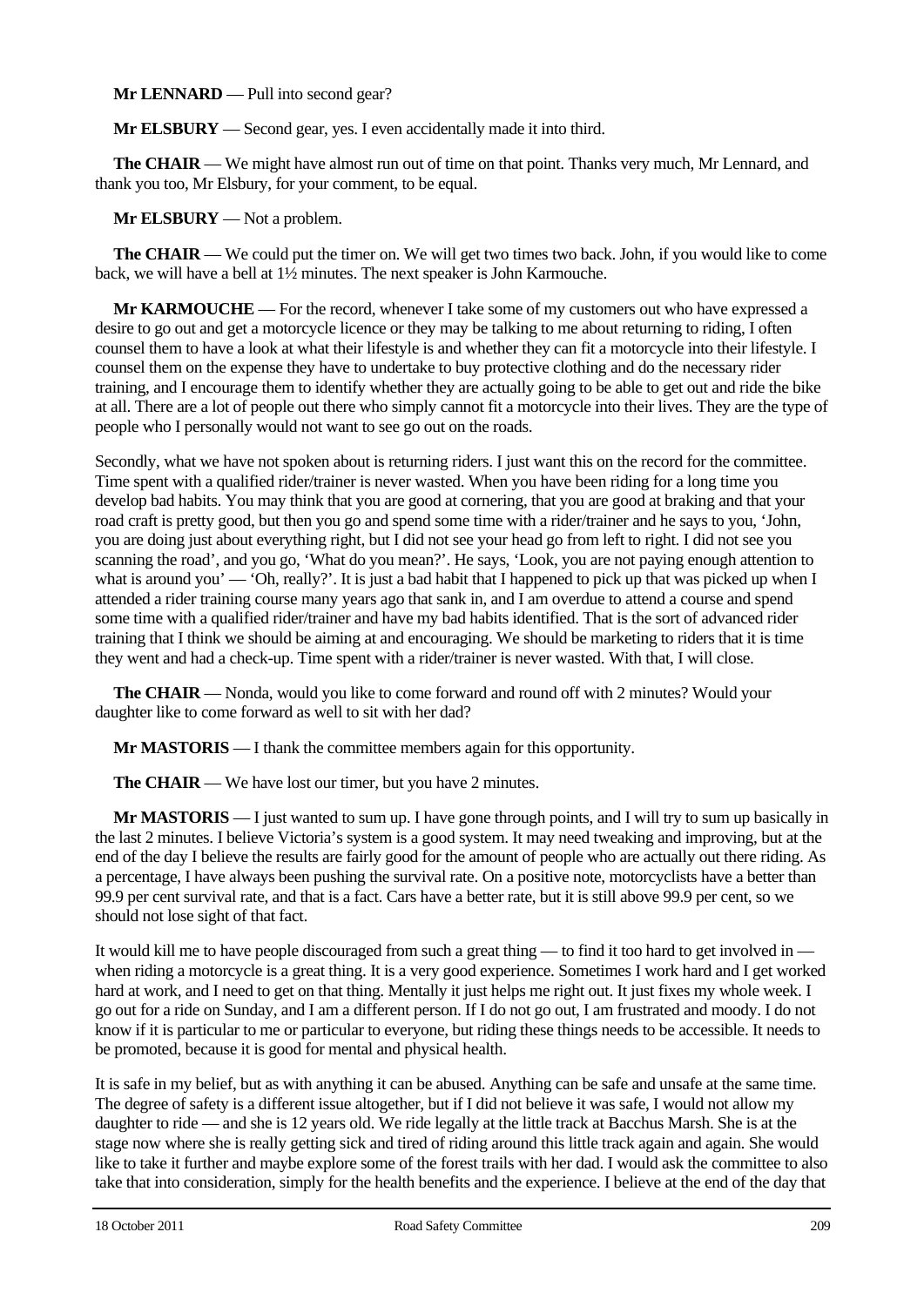**Mr LENNARD** — Pull into second gear?

**Mr ELSBURY** — Second gear, yes. I even accidentally made it into third.

**The CHAIR** — We might have almost run out of time on that point. Thanks very much, Mr Lennard, and thank you too, Mr Elsbury, for your comment, to be equal.

**Mr ELSBURY** — Not a problem.

**The CHAIR** — We could put the timer on. We will get two times two back. John, if you would like to come back, we will have a bell at 1½ minutes. The next speaker is John Karmouche.

**Mr KARMOUCHE** — For the record, whenever I take some of my customers out who have expressed a desire to go out and get a motorcycle licence or they may be talking to me about returning to riding, I often counsel them to have a look at what their lifestyle is and whether they can fit a motorcycle into their lifestyle. I counsel them on the expense they have to undertake to buy protective clothing and do the necessary rider training, and I encourage them to identify whether they are actually going to be able to get out and ride the bike at all. There are a lot of people out there who simply cannot fit a motorcycle into their lives. They are the type of people who I personally would not want to see go out on the roads.

Secondly, what we have not spoken about is returning riders. I just want this on the record for the committee. Time spent with a qualified rider/trainer is never wasted. When you have been riding for a long time you develop bad habits. You may think that you are good at cornering, that you are good at braking and that your road craft is pretty good, but then you go and spend some time with a rider/trainer and he says to you, 'John, you are doing just about everything right, but I did not see your head go from left to right. I did not see you scanning the road', and you go, 'What do you mean?'. He says, 'Look, you are not paying enough attention to what is around you' — 'Oh, really?'. It is just a bad habit that I happened to pick up that was picked up when I attended a rider training course many years ago that sank in, and I am overdue to attend a course and spend some time with a qualified rider/trainer and have my bad habits identified. That is the sort of advanced rider training that I think we should be aiming at and encouraging. We should be marketing to riders that it is time they went and had a check-up. Time spent with a rider/trainer is never wasted. With that, I will close.

**The CHAIR** — Nonda, would you like to come forward and round off with 2 minutes? Would your daughter like to come forward as well to sit with her dad?

**Mr MASTORIS** — I thank the committee members again for this opportunity.

**The CHAIR** — We have lost our timer, but you have 2 minutes.

**Mr MASTORIS** — I just wanted to sum up. I have gone through points, and I will try to sum up basically in the last 2 minutes. I believe Victoria's system is a good system. It may need tweaking and improving, but at the end of the day I believe the results are fairly good for the amount of people who are actually out there riding. As a percentage, I have always been pushing the survival rate. On a positive note, motorcyclists have a better than 99.9 per cent survival rate, and that is a fact. Cars have a better rate, but it is still above 99.9 per cent, so we should not lose sight of that fact.

It would kill me to have people discouraged from such a great thing — to find it too hard to get involved in — when riding a motorcycle is a great thing. It is a very good experience. Sometimes I work hard and I get worked hard at work, and I need to get on that thing. Mentally it just helps me right out. It just fixes my whole week. I go out for a ride on Sunday, and I am a different person. If I do not go out, I am frustrated and moody. I do not know if it is particular to me or particular to everyone, but riding these things needs to be accessible. It needs to be promoted, because it is good for mental and physical health.

It is safe in my belief, but as with anything it can be abused. Anything can be safe and unsafe at the same time. The degree of safety is a different issue altogether, but if I did not believe it was safe, I would not allow my daughter to ride — and she is 12 years old. We ride legally at the little track at Bacchus Marsh. She is at the stage now where she is really getting sick and tired of riding around this little track again and again. She would like to take it further and maybe explore some of the forest trails with her dad. I would ask the committee to also take that into consideration, simply for the health benefits and the experience. I believe at the end of the day that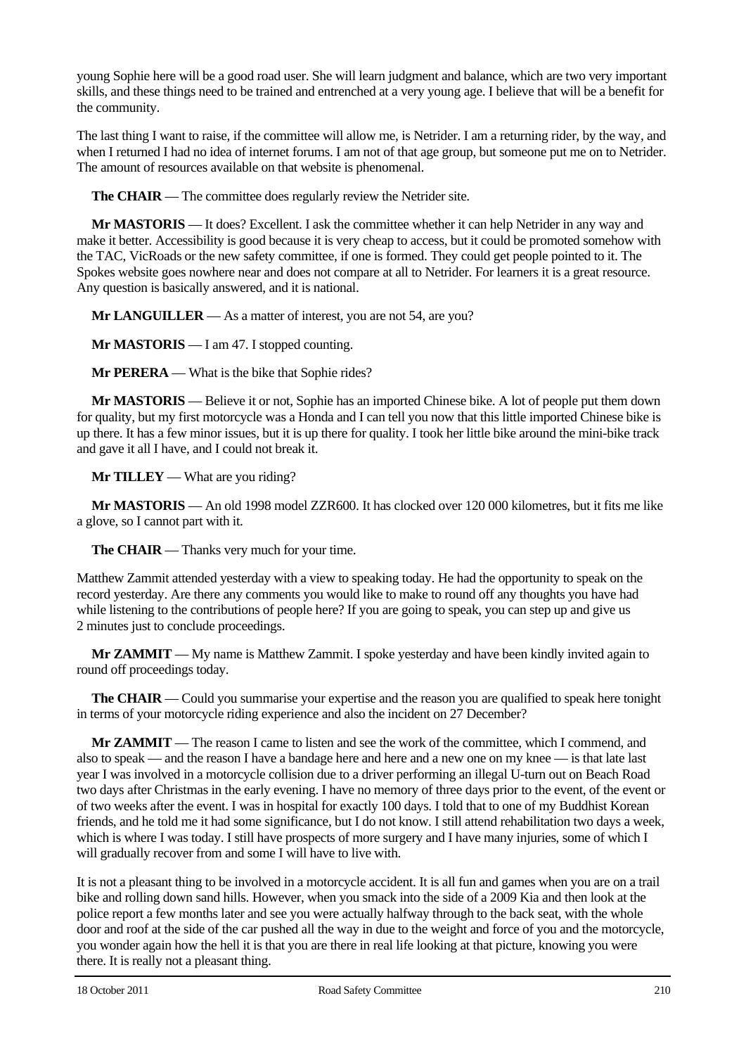young Sophie here will be a good road user. She will learn judgment and balance, which are two very important skills, and these things need to be trained and entrenched at a very young age. I believe that will be a benefit for the community.

The last thing I want to raise, if the committee will allow me, is Netrider. I am a returning rider, by the way, and when I returned I had no idea of internet forums. I am not of that age group, but someone put me on to Netrider. The amount of resources available on that website is phenomenal.

**The CHAIR** — The committee does regularly review the Netrider site.

**Mr MASTORIS** — It does? Excellent. I ask the committee whether it can help Netrider in any way and make it better. Accessibility is good because it is very cheap to access, but it could be promoted somehow with the TAC, VicRoads or the new safety committee, if one is formed. They could get people pointed to it. The Spokes website goes nowhere near and does not compare at all to Netrider. For learners it is a great resource. Any question is basically answered, and it is national.

**Mr LANGUILLER** — As a matter of interest, you are not 54, are you?

**Mr MASTORIS** — I am 47. I stopped counting.

**Mr PERERA** — What is the bike that Sophie rides?

**Mr MASTORIS** — Believe it or not, Sophie has an imported Chinese bike. A lot of people put them down for quality, but my first motorcycle was a Honda and I can tell you now that this little imported Chinese bike is up there. It has a few minor issues, but it is up there for quality. I took her little bike around the mini-bike track and gave it all I have, and I could not break it.

**Mr TILLEY** — What are you riding?

**Mr MASTORIS** — An old 1998 model ZZR600. It has clocked over 120 000 kilometres, but it fits me like a glove, so I cannot part with it.

**The CHAIR** — Thanks very much for your time.

Matthew Zammit attended yesterday with a view to speaking today. He had the opportunity to speak on the record yesterday. Are there any comments you would like to make to round off any thoughts you have had while listening to the contributions of people here? If you are going to speak, you can step up and give us 2 minutes just to conclude proceedings.

**Mr ZAMMIT** — My name is Matthew Zammit. I spoke yesterday and have been kindly invited again to round off proceedings today.

**The CHAIR** — Could you summarise your expertise and the reason you are qualified to speak here tonight in terms of your motorcycle riding experience and also the incident on 27 December?

**Mr ZAMMIT** — The reason I came to listen and see the work of the committee, which I commend, and also to speak — and the reason I have a bandage here and here and a new one on my knee — is that late last year I was involved in a motorcycle collision due to a driver performing an illegal U-turn out on Beach Road two days after Christmas in the early evening. I have no memory of three days prior to the event, of the event or of two weeks after the event. I was in hospital for exactly 100 days. I told that to one of my Buddhist Korean friends, and he told me it had some significance, but I do not know. I still attend rehabilitation two days a week, which is where I was today. I still have prospects of more surgery and I have many injuries, some of which I will gradually recover from and some I will have to live with.

It is not a pleasant thing to be involved in a motorcycle accident. It is all fun and games when you are on a trail bike and rolling down sand hills. However, when you smack into the side of a 2009 Kia and then look at the police report a few months later and see you were actually halfway through to the back seat, with the whole door and roof at the side of the car pushed all the way in due to the weight and force of you and the motorcycle, you wonder again how the hell it is that you are there in real life looking at that picture, knowing you were there. It is really not a pleasant thing.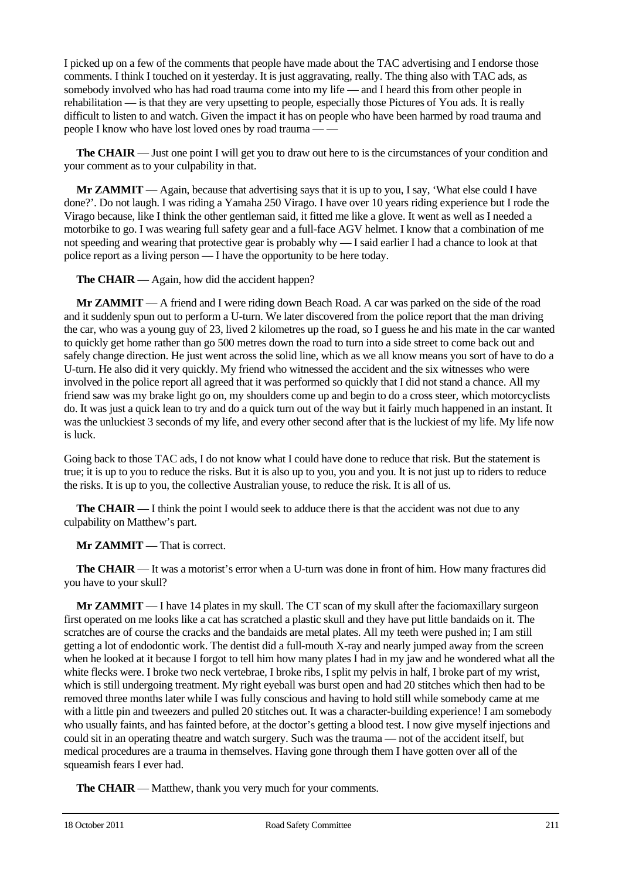I picked up on a few of the comments that people have made about the TAC advertising and I endorse those comments. I think I touched on it yesterday. It is just aggravating, really. The thing also with TAC ads, as somebody involved who has had road trauma come into my life — and I heard this from other people in rehabilitation — is that they are very upsetting to people, especially those Pictures of You ads. It is really difficult to listen to and watch. Given the impact it has on people who have been harmed by road trauma and people I know who have lost loved ones by road trauma — —

**The CHAIR** — Just one point I will get you to draw out here to is the circumstances of your condition and your comment as to your culpability in that.

**Mr ZAMMIT** — Again, because that advertising says that it is up to you, I say, 'What else could I have done?'. Do not laugh. I was riding a Yamaha 250 Virago. I have over 10 years riding experience but I rode the Virago because, like I think the other gentleman said, it fitted me like a glove. It went as well as I needed a motorbike to go. I was wearing full safety gear and a full-face AGV helmet. I know that a combination of me not speeding and wearing that protective gear is probably why — I said earlier I had a chance to look at that police report as a living person — I have the opportunity to be here today.

**The CHAIR** — Again, how did the accident happen?

**Mr ZAMMIT** — A friend and I were riding down Beach Road. A car was parked on the side of the road and it suddenly spun out to perform a U-turn. We later discovered from the police report that the man driving the car, who was a young guy of 23, lived 2 kilometres up the road, so I guess he and his mate in the car wanted to quickly get home rather than go 500 metres down the road to turn into a side street to come back out and safely change direction. He just went across the solid line, which as we all know means you sort of have to do a U-turn. He also did it very quickly. My friend who witnessed the accident and the six witnesses who were involved in the police report all agreed that it was performed so quickly that I did not stand a chance. All my friend saw was my brake light go on, my shoulders come up and begin to do a cross steer, which motorcyclists do. It was just a quick lean to try and do a quick turn out of the way but it fairly much happened in an instant. It was the unluckiest 3 seconds of my life, and every other second after that is the luckiest of my life. My life now is luck.

Going back to those TAC ads, I do not know what I could have done to reduce that risk. But the statement is true; it is up to you to reduce the risks. But it is also up to you, you and you. It is not just up to riders to reduce the risks. It is up to you, the collective Australian youse, to reduce the risk. It is all of us.

**The CHAIR** — I think the point I would seek to adduce there is that the accident was not due to any culpability on Matthew's part.

**Mr ZAMMIT** — That is correct.

**The CHAIR** — It was a motorist's error when a U-turn was done in front of him. How many fractures did you have to your skull?

**Mr ZAMMIT** — I have 14 plates in my skull. The CT scan of my skull after the faciomaxillary surgeon first operated on me looks like a cat has scratched a plastic skull and they have put little bandaids on it. The scratches are of course the cracks and the bandaids are metal plates. All my teeth were pushed in; I am still getting a lot of endodontic work. The dentist did a full-mouth X-ray and nearly jumped away from the screen when he looked at it because I forgot to tell him how many plates I had in my jaw and he wondered what all the white flecks were. I broke two neck vertebrae, I broke ribs, I split my pelvis in half, I broke part of my wrist, which is still undergoing treatment. My right eyeball was burst open and had 20 stitches which then had to be removed three months later while I was fully conscious and having to hold still while somebody came at me with a little pin and tweezers and pulled 20 stitches out. It was a character-building experience! I am somebody who usually faints, and has fainted before, at the doctor's getting a blood test. I now give myself injections and could sit in an operating theatre and watch surgery. Such was the trauma — not of the accident itself, but medical procedures are a trauma in themselves. Having gone through them I have gotten over all of the squeamish fears I ever had.

**The CHAIR** — Matthew, thank you very much for your comments.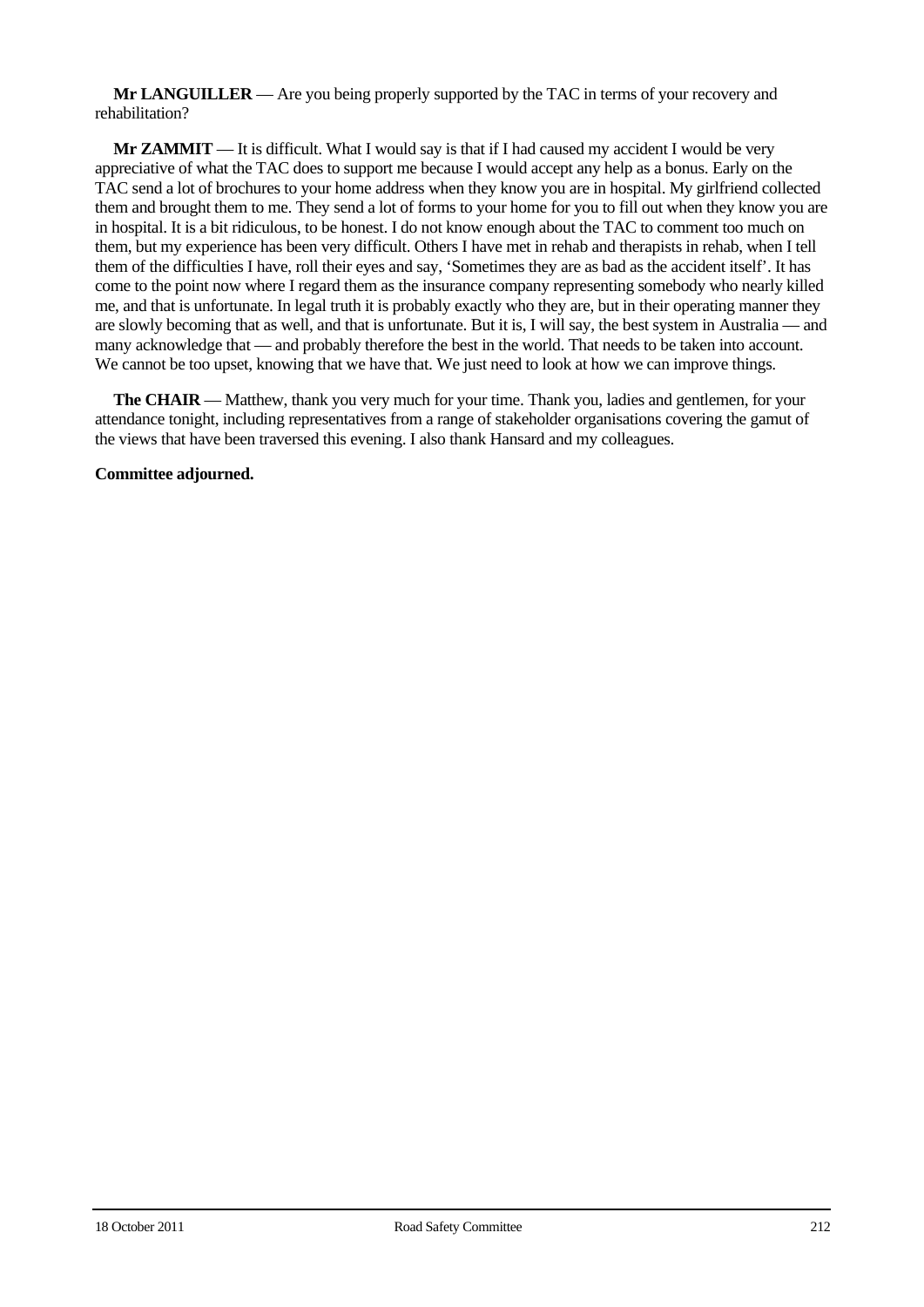**Mr LANGUILLER** — Are you being properly supported by the TAC in terms of your recovery and rehabilitation?

**Mr ZAMMIT** — It is difficult. What I would say is that if I had caused my accident I would be very appreciative of what the TAC does to support me because I would accept any help as a bonus. Early on the TAC send a lot of brochures to your home address when they know you are in hospital. My girlfriend collected them and brought them to me. They send a lot of forms to your home for you to fill out when they know you are in hospital. It is a bit ridiculous, to be honest. I do not know enough about the TAC to comment too much on them, but my experience has been very difficult. Others I have met in rehab and therapists in rehab, when I tell them of the difficulties I have, roll their eyes and say, 'Sometimes they are as bad as the accident itself'. It has come to the point now where I regard them as the insurance company representing somebody who nearly killed me, and that is unfortunate. In legal truth it is probably exactly who they are, but in their operating manner they are slowly becoming that as well, and that is unfortunate. But it is, I will say, the best system in Australia — and many acknowledge that — and probably therefore the best in the world. That needs to be taken into account. We cannot be too upset, knowing that we have that. We just need to look at how we can improve things.

**The CHAIR** — Matthew, thank you very much for your time. Thank you, ladies and gentlemen, for your attendance tonight, including representatives from a range of stakeholder organisations covering the gamut of the views that have been traversed this evening. I also thank Hansard and my colleagues.

**Committee adjourned.**